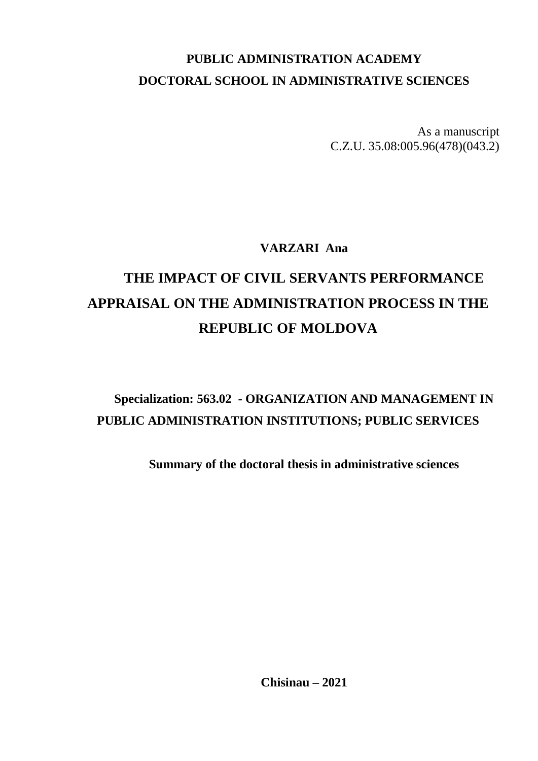**PUBLIC ADMINISTRATION ACADEMY**

**DOCTORAL SCHOOL IN ADMINISTRATIVE SCIENCES**

As a manuscript
C.Z.U. 35.08:005.96(478)(043.2)

**VARZARI Ana**

# THE IMPACT OF CIVIL SERVANTS PERFORMANCE APPRAISAL ON THE ADMINISTRATION PROCESS IN THE REPUBLIC OF MOLDOVA

**Specialization: 563.02 - ORGANIZATION AND MANAGEMENT IN PUBLIC ADMINISTRATION INSTITUTIONS; PUBLIC SERVICES**

**Summary of the doctoral thesis in administrative sciences**

**Chisinau – 2021**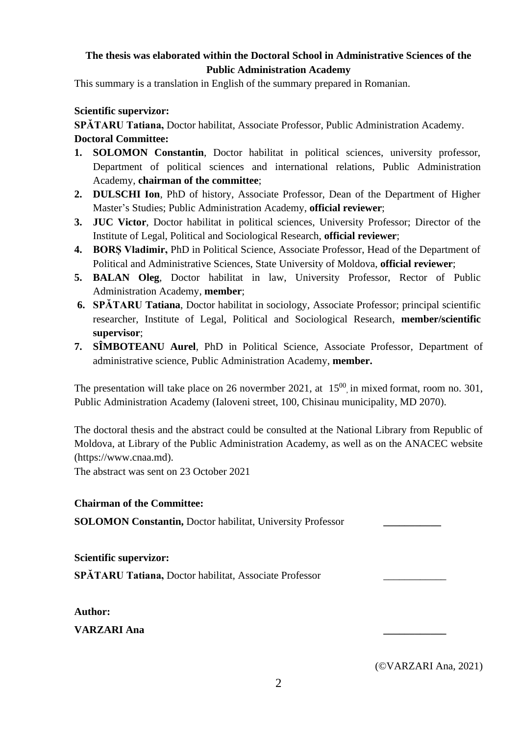**The thesis was elaborated within the Doctoral School in Administrative Sciences of the Public Administration Academy**

This summary is a translation in English of the summary prepared in Romanian.

**Scientific supervizor:**

**SPĂTARU Tatiana,** Doctor habilitat, Associate Professor, Public Administration Academy.

**Doctoral Committee:**

1. **SOLOMON Constantin**, Doctor habilitat in political sciences, university professor, Department of political sciences and international relations, Public Administration Academy, **chairman of the committee**;
2. **DULSCHI Ion**, PhD of history, Associate Professor, Dean of the Department of Higher Master's Studies; Public Administration Academy, **official reviewer**;
3. **JUC Victor**, Doctor habilitat in political sciences, University Professor; Director of the Institute of Legal, Political and Sociological Research, **official reviewer**;
4. **BORȘ Vladimir,** PhD in Political Science, Associate Professor, Head of the Department of Political and Administrative Sciences, State University of Moldova, **official reviewer**;
5. **BALAN Oleg**, Doctor habilitat in law, University Professor, Rector of Public Administration Academy, **member**;
6. **SPĂTARU Tatiana**, Doctor habilitat in sociology, Associate Professor; principal scientific researcher, Institute of Legal, Political and Sociological Research, **member/scientific supervisor**;
7. **SÎMBOTEANU Aurel**, PhD in Political Science, Associate Professor, Department of administrative science, Public Administration Academy, **member.**

The presentation will take place on 26 novermber 2021, at $15^{00}$, in mixed format, room no. 301, Public Administration Academy (Ialoveni street, 100, Chisinau municipality, MD 2070).

The doctoral thesis and the abstract could be consulted at the National Library from Republic of Moldova, at Library of the Public Administration Academy, as well as on the ANACEC website (https://www.cnaa.md).

The abstract was sent on 23 October 2021

**Chairman of the Committee:**

**SOLOMON Constantin,** Doctor habilitat, University Professor ___________

**Scientific supervizor:**

**SPĂTARU Tatiana,** Doctor habilitat, Associate Professor ___________

**Author:**

**VARZARI Ana** ___________

(©VARZARI Ana, 2021)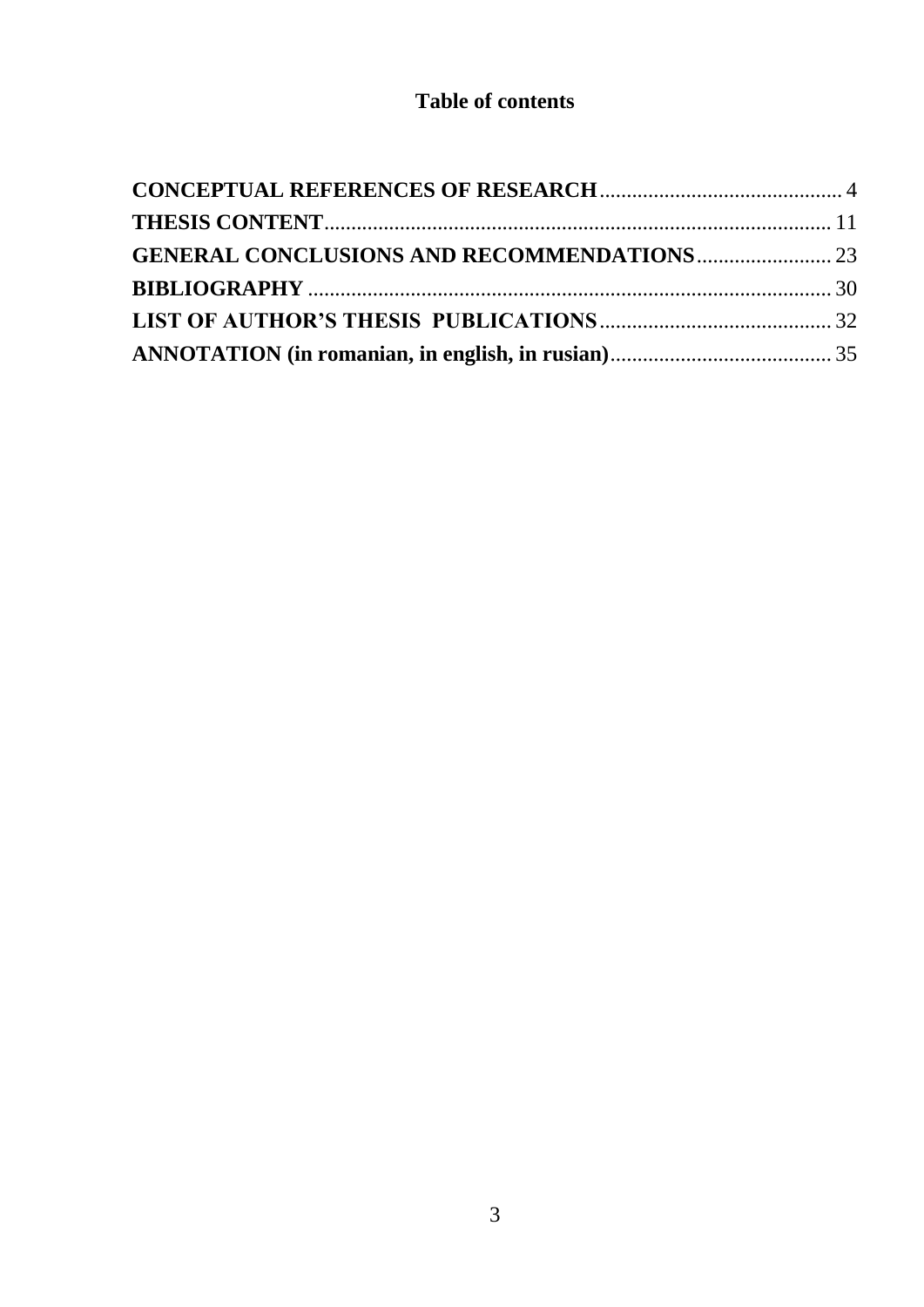# Table of contents

**CONCEPTUAL REFERENCES OF RESEARCH** ............................................. 4

**THESIS CONTENT** ............................................................................................. 11

**GENERAL CONCLUSIONS AND RECOMMENDATIONS** ......................... 23

**BIBLIOGRAPHY** ................................................................................................. 30

**LIST OF AUTHOR'S THESIS PUBLICATIONS** ........................................... 32

**ANNOTATION (in romanian, in english, in rusian)** ......................................... 35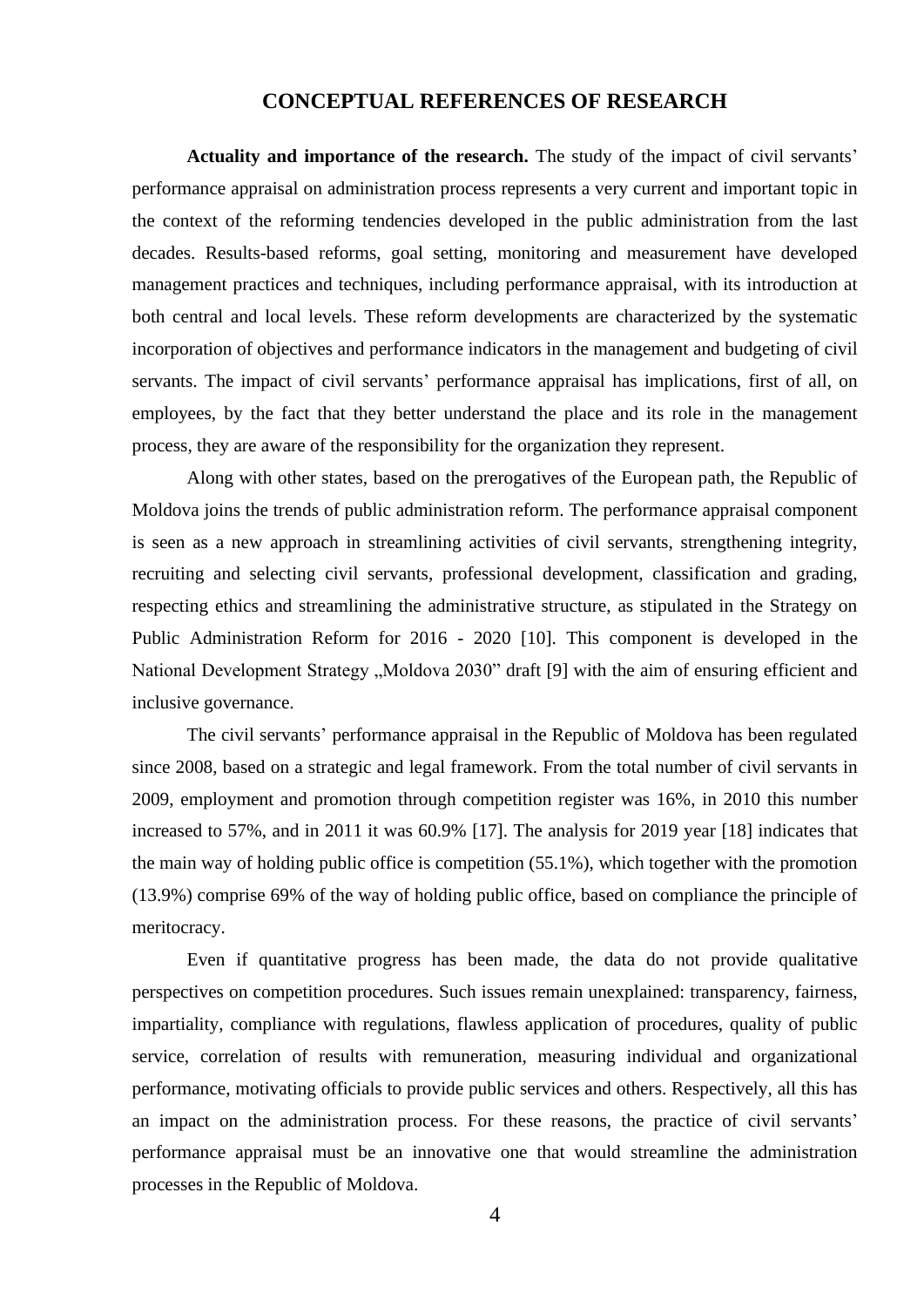## CONCEPTUAL REFERENCES OF RESEARCH

**Actuality and importance of the research.** The study of the impact of civil servants' performance appraisal on administration process represents a very current and important topic in the context of the reforming tendencies developed in the public administration from the last decades. Results-based reforms, goal setting, monitoring and measurement have developed management practices and techniques, including performance appraisal, with its introduction at both central and local levels. These reform developments are characterized by the systematic incorporation of objectives and performance indicators in the management and budgeting of civil servants. The impact of civil servants' performance appraisal has implications, first of all, on employees, by the fact that they better understand the place and its role in the management process, they are aware of the responsibility for the organization they represent.

Along with other states, based on the prerogatives of the European path, the Republic of Moldova joins the trends of public administration reform. The performance appraisal component is seen as a new approach in streamlining activities of civil servants, strengthening integrity, recruiting and selecting civil servants, professional development, classification and grading, respecting ethics and streamlining the administrative structure, as stipulated in the Strategy on Public Administration Reform for 2016 - 2020 [10]. This component is developed in the National Development Strategy „Moldova 2030" draft [9] with the aim of ensuring efficient and inclusive governance.

The civil servants' performance appraisal in the Republic of Moldova has been regulated since 2008, based on a strategic and legal framework. From the total number of civil servants in 2009, employment and promotion through competition register was 16%, in 2010 this number increased to 57%, and in 2011 it was 60.9% [17]. The analysis for 2019 year [18] indicates that the main way of holding public office is competition (55.1%), which together with the promotion (13.9%) comprise 69% of the way of holding public office, based on compliance the principle of meritocracy.

Even if quantitative progress has been made, the data do not provide qualitative perspectives on competition procedures. Such issues remain unexplained: transparency, fairness, impartiality, compliance with regulations, flawless application of procedures, quality of public service, correlation of results with remuneration, measuring individual and organizational performance, motivating officials to provide public services and others. Respectively, all this has an impact on the administration process. For these reasons, the practice of civil servants' performance appraisal must be an innovative one that would streamline the administration processes in the Republic of Moldova.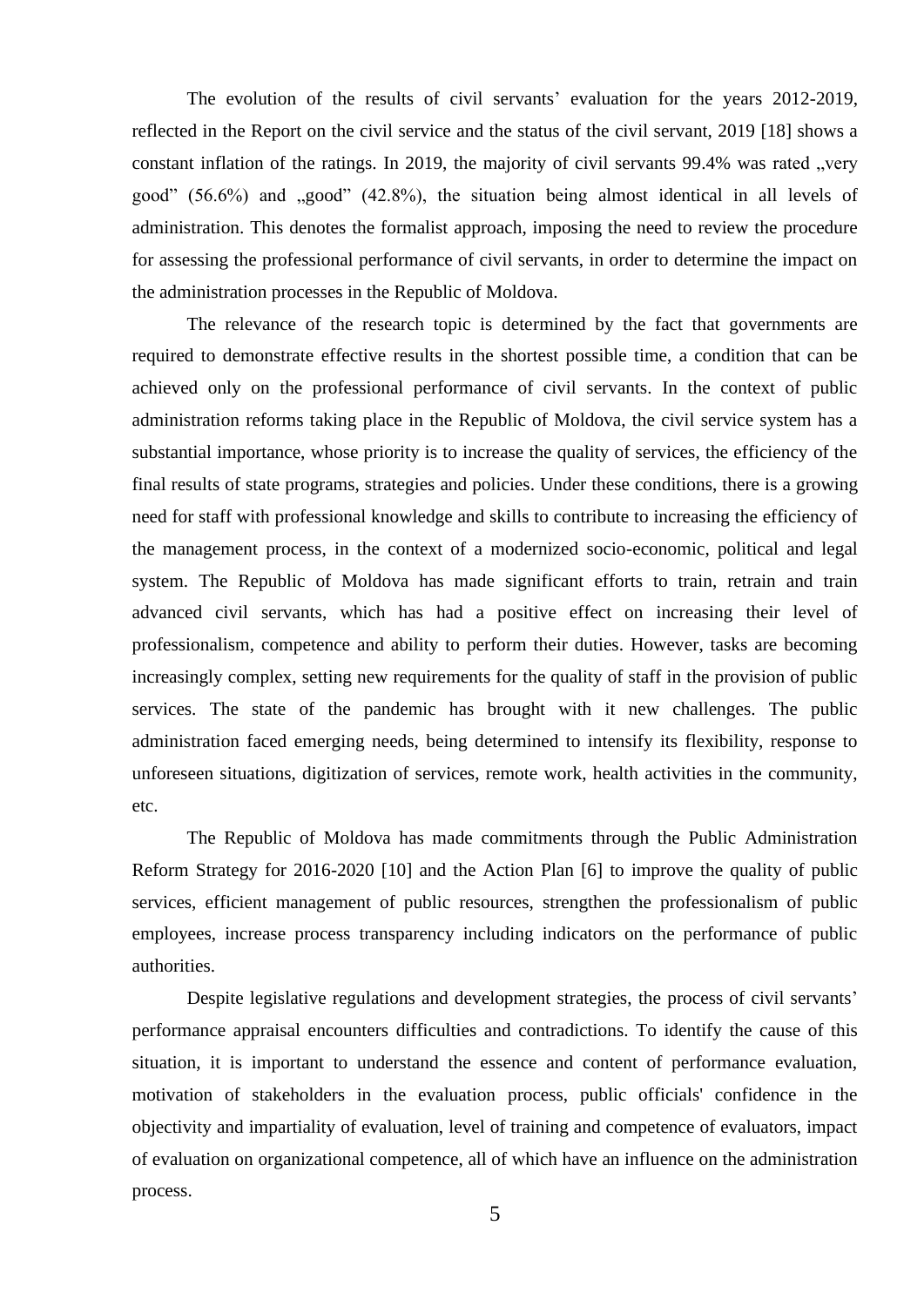The evolution of the results of civil servants' evaluation for the years 2012-2019, reflected in the Report on the civil service and the status of the civil servant, 2019 [18] shows a constant inflation of the ratings. In 2019, the majority of civil servants 99.4% was rated „very good" (56.6%) and „good" (42.8%), the situation being almost identical in all levels of administration. This denotes the formalist approach, imposing the need to review the procedure for assessing the professional performance of civil servants, in order to determine the impact on the administration processes in the Republic of Moldova.

The relevance of the research topic is determined by the fact that governments are required to demonstrate effective results in the shortest possible time, a condition that can be achieved only on the professional performance of civil servants. In the context of public administration reforms taking place in the Republic of Moldova, the civil service system has a substantial importance, whose priority is to increase the quality of services, the efficiency of the final results of state programs, strategies and policies. Under these conditions, there is a growing need for staff with professional knowledge and skills to contribute to increasing the efficiency of the management process, in the context of a modernized socio-economic, political and legal system. The Republic of Moldova has made significant efforts to train, retrain and train advanced civil servants, which has had a positive effect on increasing their level of professionalism, competence and ability to perform their duties. However, tasks are becoming increasingly complex, setting new requirements for the quality of staff in the provision of public services. The state of the pandemic has brought with it new challenges. The public administration faced emerging needs, being determined to intensify its flexibility, response to unforeseen situations, digitization of services, remote work, health activities in the community, etc.

The Republic of Moldova has made commitments through the Public Administration Reform Strategy for 2016-2020 [10] and the Action Plan [6] to improve the quality of public services, efficient management of public resources, strengthen the professionalism of public employees, increase process transparency including indicators on the performance of public authorities.

Despite legislative regulations and development strategies, the process of civil servants' performance appraisal encounters difficulties and contradictions. To identify the cause of this situation, it is important to understand the essence and content of performance evaluation, motivation of stakeholders in the evaluation process, public officials' confidence in the objectivity and impartiality of evaluation, level of training and competence of evaluators, impact of evaluation on organizational competence, all of which have an influence on the administration process.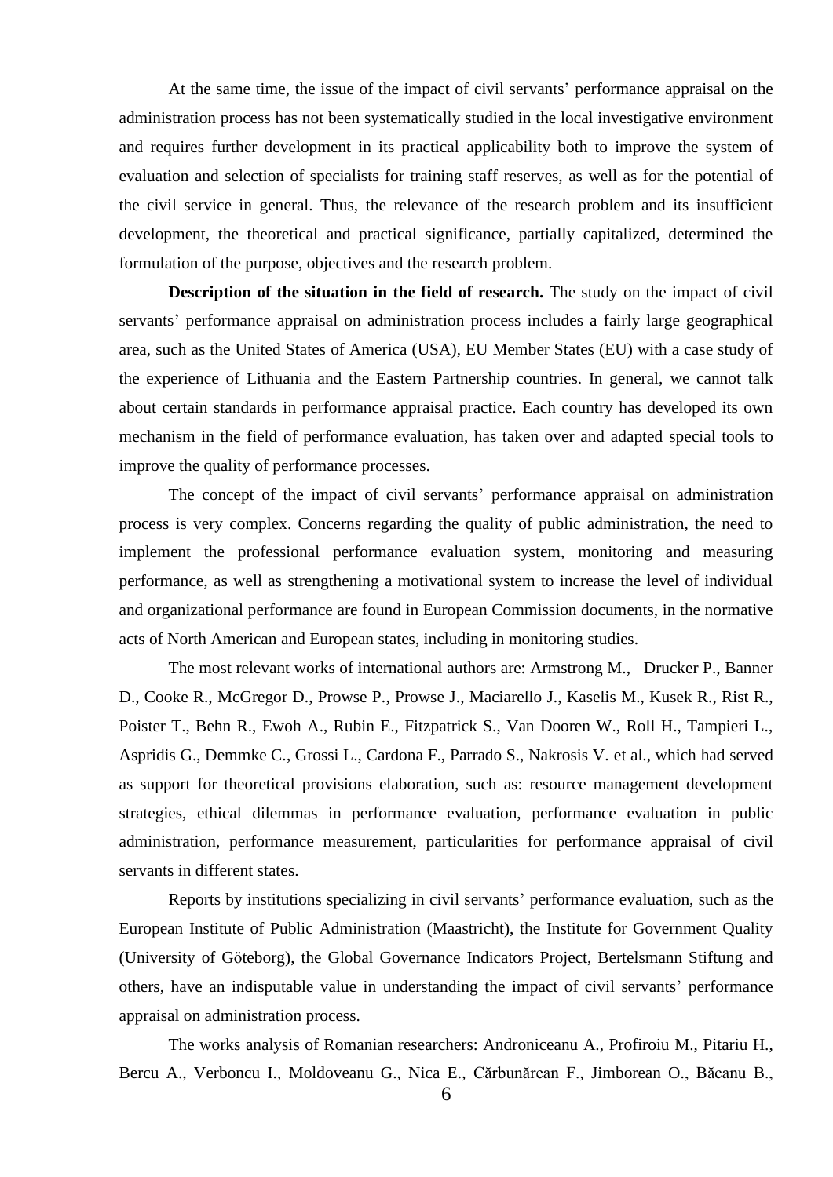At the same time, the issue of the impact of civil servants' performance appraisal on the administration process has not been systematically studied in the local investigative environment and requires further development in its practical applicability both to improve the system of evaluation and selection of specialists for training staff reserves, as well as for the potential of the civil service in general. Thus, the relevance of the research problem and its insufficient development, the theoretical and practical significance, partially capitalized, determined the formulation of the purpose, objectives and the research problem.

**Description of the situation in the field of research.** The study on the impact of civil servants' performance appraisal on administration process includes a fairly large geographical area, such as the United States of America (USA), EU Member States (EU) with a case study of the experience of Lithuania and the Eastern Partnership countries. In general, we cannot talk about certain standards in performance appraisal practice. Each country has developed its own mechanism in the field of performance evaluation, has taken over and adapted special tools to improve the quality of performance processes.

The concept of the impact of civil servants' performance appraisal on administration process is very complex. Concerns regarding the quality of public administration, the need to implement the professional performance evaluation system, monitoring and measuring performance, as well as strengthening a motivational system to increase the level of individual and organizational performance are found in European Commission documents, in the normative acts of North American and European states, including in monitoring studies.

The most relevant works of international authors are: Armstrong M., Drucker P., Banner D., Cooke R., McGregor D., Prowse P., Prowse J., Maciarello J., Kaselis M., Kusek R., Rist R., Poister T., Behn R., Ewoh A., Rubin E., Fitzpatrick S., Van Dooren W., Roll H., Tampieri L., Aspridis G., Demmke C., Grossi L., Cardona F., Parrado S., Nakrosis V. et al., which had served as support for theoretical provisions elaboration, such as: resource management development strategies, ethical dilemmas in performance evaluation, performance evaluation in public administration, performance measurement, particularities for performance appraisal of civil servants in different states.

Reports by institutions specializing in civil servants' performance evaluation, such as the European Institute of Public Administration (Maastricht), the Institute for Government Quality (University of Göteborg), the Global Governance Indicators Project, Bertelsmann Stiftung and others, have an indisputable value in understanding the impact of civil servants' performance appraisal on administration process.

The works analysis of Romanian researchers: Androniceanu A., Profiroiu M., Pitariu H., Bercu A., Verboncu I., Moldoveanu G., Nica E., Cărbunărean F., Jimborean O., Băcanu B.,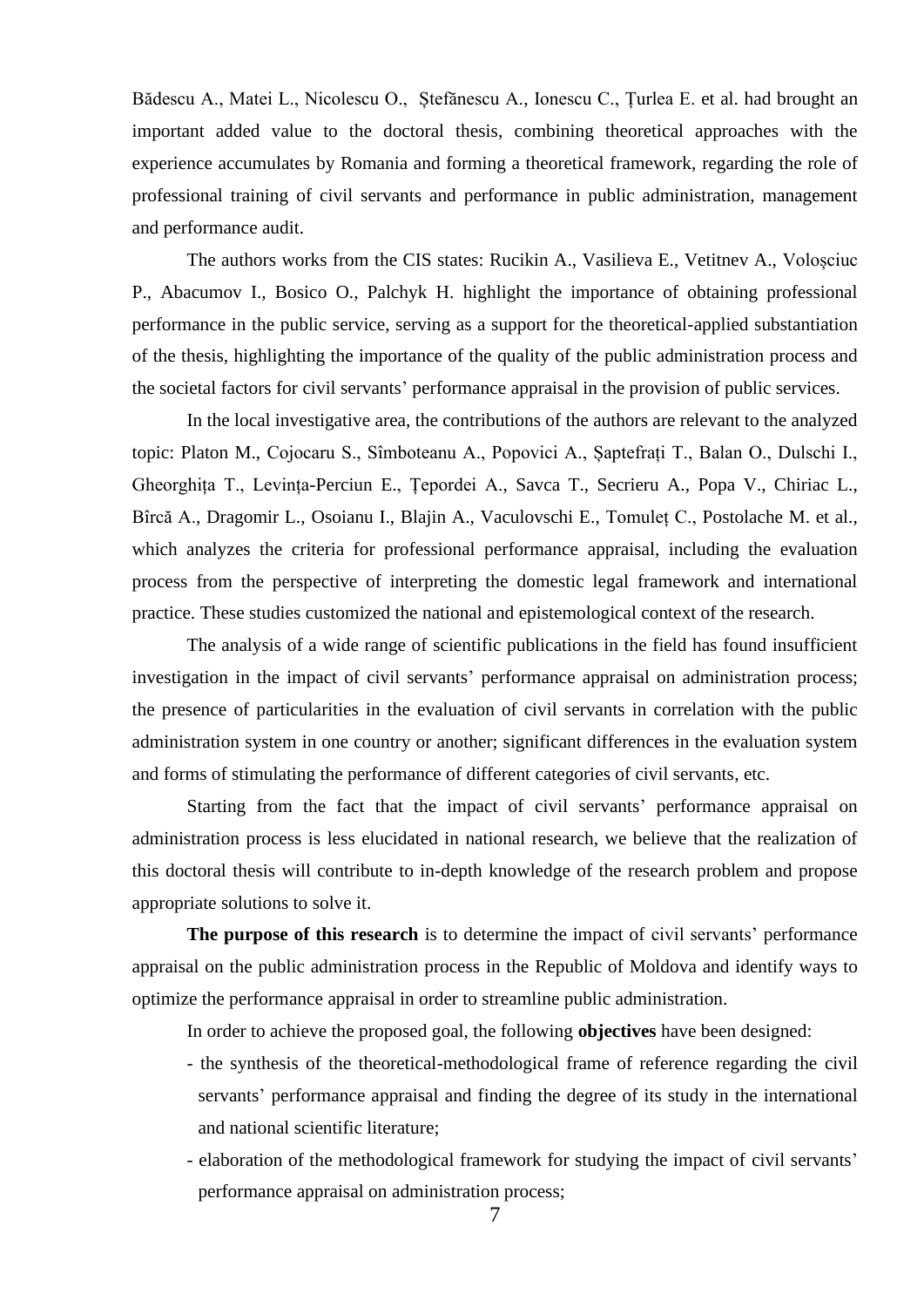Bădescu A., Matei L., Nicolescu O., Ștefănescu A., Ionescu C., Țurlea E. et al. had brought an important added value to the doctoral thesis, combining theoretical approaches with the experience accumulates by Romania and forming a theoretical framework, regarding the role of professional training of civil servants and performance in public administration, management and performance audit.

The authors works from the CIS states: Rucikin A., Vasilieva E., Vetitnev A., Voloșciuc P., Abacumov I., Bosico O., Palchyk H. highlight the importance of obtaining professional performance in the public service, serving as a support for the theoretical-applied substantiation of the thesis, highlighting the importance of the quality of the public administration process and the societal factors for civil servants' performance appraisal in the provision of public services.

In the local investigative area, the contributions of the authors are relevant to the analyzed topic: Platon M., Cojocaru S., Sîmboteanu A., Popovici A., Șaptefrați T., Balan O., Dulschi I., Gheorghița T., Levința-Perciun E., Țepordei A., Savca T., Secrieru A., Popa V., Chiriac L., Bîrcă A., Dragomir L., Osoianu I., Blajin A., Vaculovschi E., Tomuleț C., Postolache M. et al., which analyzes the criteria for professional performance appraisal, including the evaluation process from the perspective of interpreting the domestic legal framework and international practice. These studies customized the national and epistemological context of the research.

The analysis of a wide range of scientific publications in the field has found insufficient investigation in the impact of civil servants' performance appraisal on administration process; the presence of particularities in the evaluation of civil servants in correlation with the public administration system in one country or another; significant differences in the evaluation system and forms of stimulating the performance of different categories of civil servants, etc.

Starting from the fact that the impact of civil servants' performance appraisal on administration process is less elucidated in national research, we believe that the realization of this doctoral thesis will contribute to in-depth knowledge of the research problem and propose appropriate solutions to solve it.

**The purpose of this research** is to determine the impact of civil servants' performance appraisal on the public administration process in the Republic of Moldova and identify ways to optimize the performance appraisal in order to streamline public administration.

In order to achieve the proposed goal, the following **objectives** have been designed:

- the synthesis of the theoretical-methodological frame of reference regarding the civil servants' performance appraisal and finding the degree of its study in the international and national scientific literature;
- elaboration of the methodological framework for studying the impact of civil servants' performance appraisal on administration process;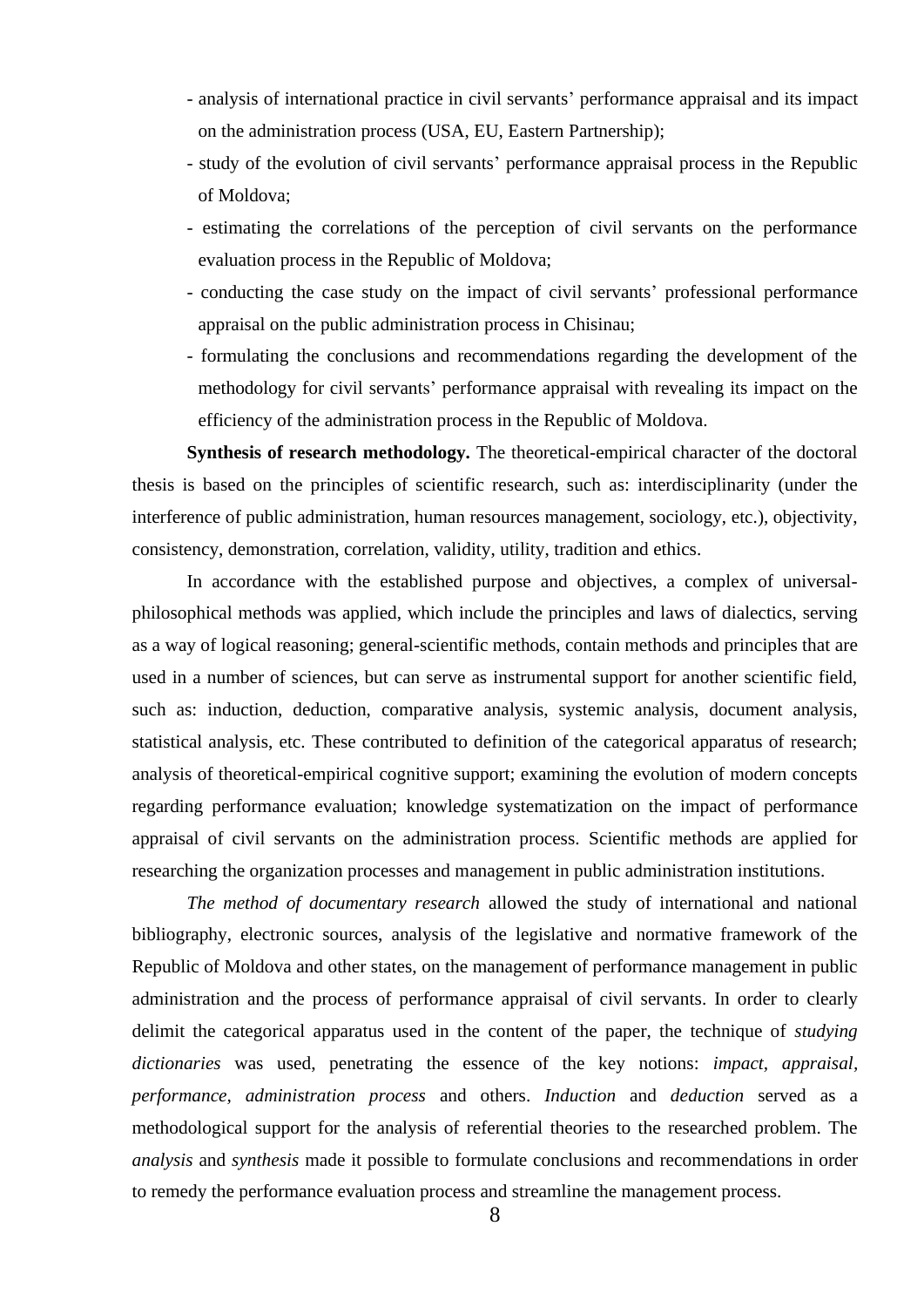- analysis of international practice in civil servants' performance appraisal and its impact on the administration process (USA, EU, Eastern Partnership);
- study of the evolution of civil servants' performance appraisal process in the Republic of Moldova;
- estimating the correlations of the perception of civil servants on the performance evaluation process in the Republic of Moldova;
- conducting the case study on the impact of civil servants' professional performance appraisal on the public administration process in Chisinau;
- formulating the conclusions and recommendations regarding the development of the methodology for civil servants' performance appraisal with revealing its impact on the efficiency of the administration process in the Republic of Moldova.

**Synthesis of research methodology.** The theoretical-empirical character of the doctoral thesis is based on the principles of scientific research, such as: interdisciplinarity (under the interference of public administration, human resources management, sociology, etc.), objectivity, consistency, demonstration, correlation, validity, utility, tradition and ethics.

In accordance with the established purpose and objectives, a complex of universal-philosophical methods was applied, which include the principles and laws of dialectics, serving as a way of logical reasoning; general-scientific methods, contain methods and principles that are used in a number of sciences, but can serve as instrumental support for another scientific field, such as: induction, deduction, comparative analysis, systemic analysis, document analysis, statistical analysis, etc. These contributed to definition of the categorical apparatus of research; analysis of theoretical-empirical cognitive support; examining the evolution of modern concepts regarding performance evaluation; knowledge systematization on the impact of performance appraisal of civil servants on the administration process. Scientific methods are applied for researching the organization processes and management in public administration institutions.

*The method of documentary research* allowed the study of international and national bibliography, electronic sources, analysis of the legislative and normative framework of the Republic of Moldova and other states, on the management of performance management in public administration and the process of performance appraisal of civil servants. In order to clearly delimit the categorical apparatus used in the content of the paper, the technique of *studying dictionaries* was used, penetrating the essence of the key notions: *impact, appraisal, performance, administration process* and others. *Induction* and *deduction* served as a methodological support for the analysis of referential theories to the researched problem. The *analysis* and *synthesis* made it possible to formulate conclusions and recommendations in order to remedy the performance evaluation process and streamline the management process.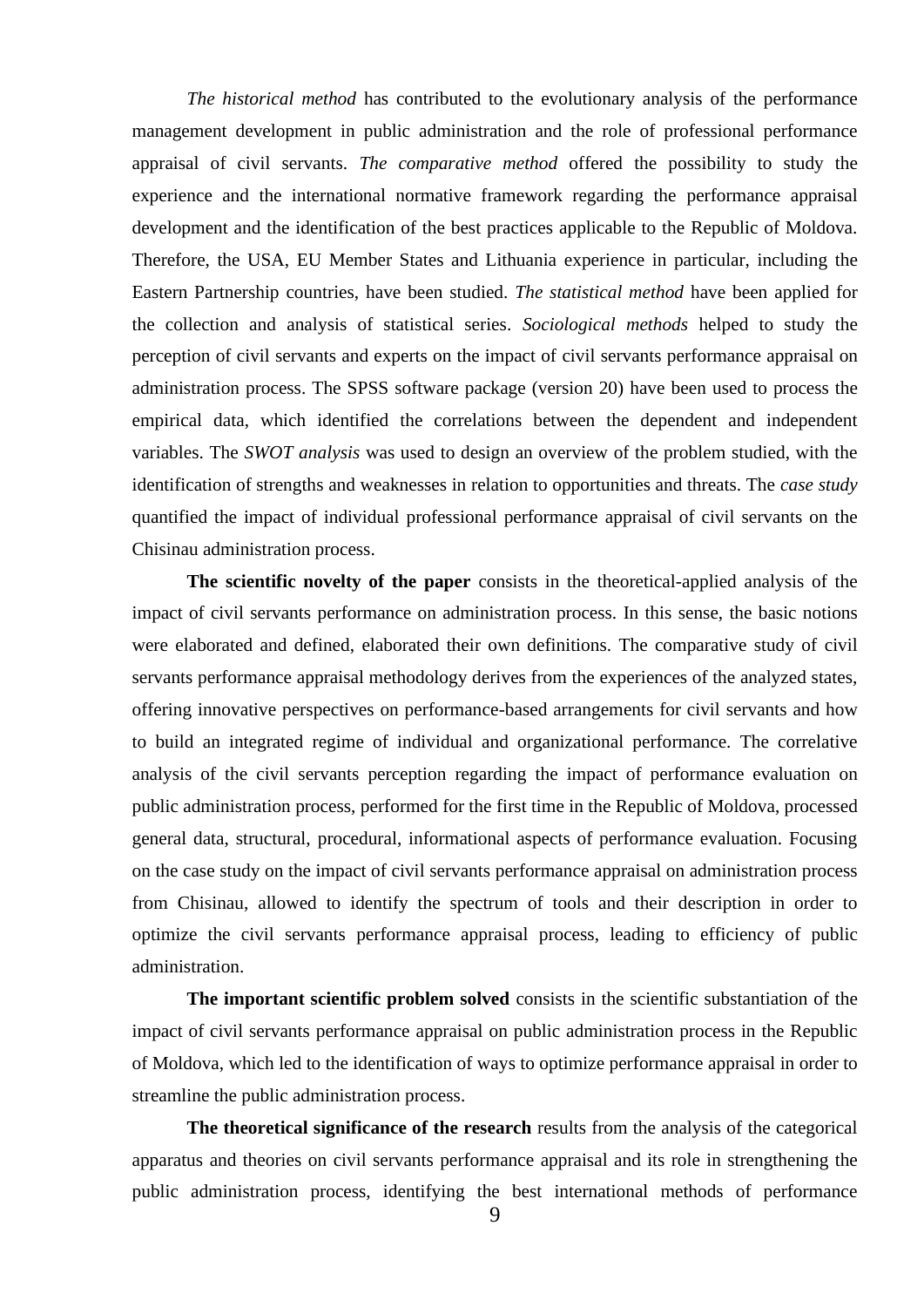*The historical method* has contributed to the evolutionary analysis of the performance management development in public administration and the role of professional performance appraisal of civil servants. *The comparative method* offered the possibility to study the experience and the international normative framework regarding the performance appraisal development and the identification of the best practices applicable to the Republic of Moldova. Therefore, the USA, EU Member States and Lithuania experience in particular, including the Eastern Partnership countries, have been studied. *The statistical method* have been applied for the collection and analysis of statistical series. *Sociological methods* helped to study the perception of civil servants and experts on the impact of civil servants performance appraisal on administration process. The SPSS software package (version 20) have been used to process the empirical data, which identified the correlations between the dependent and independent variables. The *SWOT analysis* was used to design an overview of the problem studied, with the identification of strengths and weaknesses in relation to opportunities and threats. The *case study* quantified the impact of individual professional performance appraisal of civil servants on the Chisinau administration process.

**The scientific novelty of the paper** consists in the theoretical-applied analysis of the impact of civil servants performance on administration process. In this sense, the basic notions were elaborated and defined, elaborated their own definitions. The comparative study of civil servants performance appraisal methodology derives from the experiences of the analyzed states, offering innovative perspectives on performance-based arrangements for civil servants and how to build an integrated regime of individual and organizational performance. The correlative analysis of the civil servants perception regarding the impact of performance evaluation on public administration process, performed for the first time in the Republic of Moldova, processed general data, structural, procedural, informational aspects of performance evaluation. Focusing on the case study on the impact of civil servants performance appraisal on administration process from Chisinau, allowed to identify the spectrum of tools and their description in order to optimize the civil servants performance appraisal process, leading to efficiency of public administration.

**The important scientific problem solved** consists in the scientific substantiation of the impact of civil servants performance appraisal on public administration process in the Republic of Moldova, which led to the identification of ways to optimize performance appraisal in order to streamline the public administration process.

**The theoretical significance of the research** results from the analysis of the categorical apparatus and theories on civil servants performance appraisal and its role in strengthening the public administration process, identifying the best international methods of performance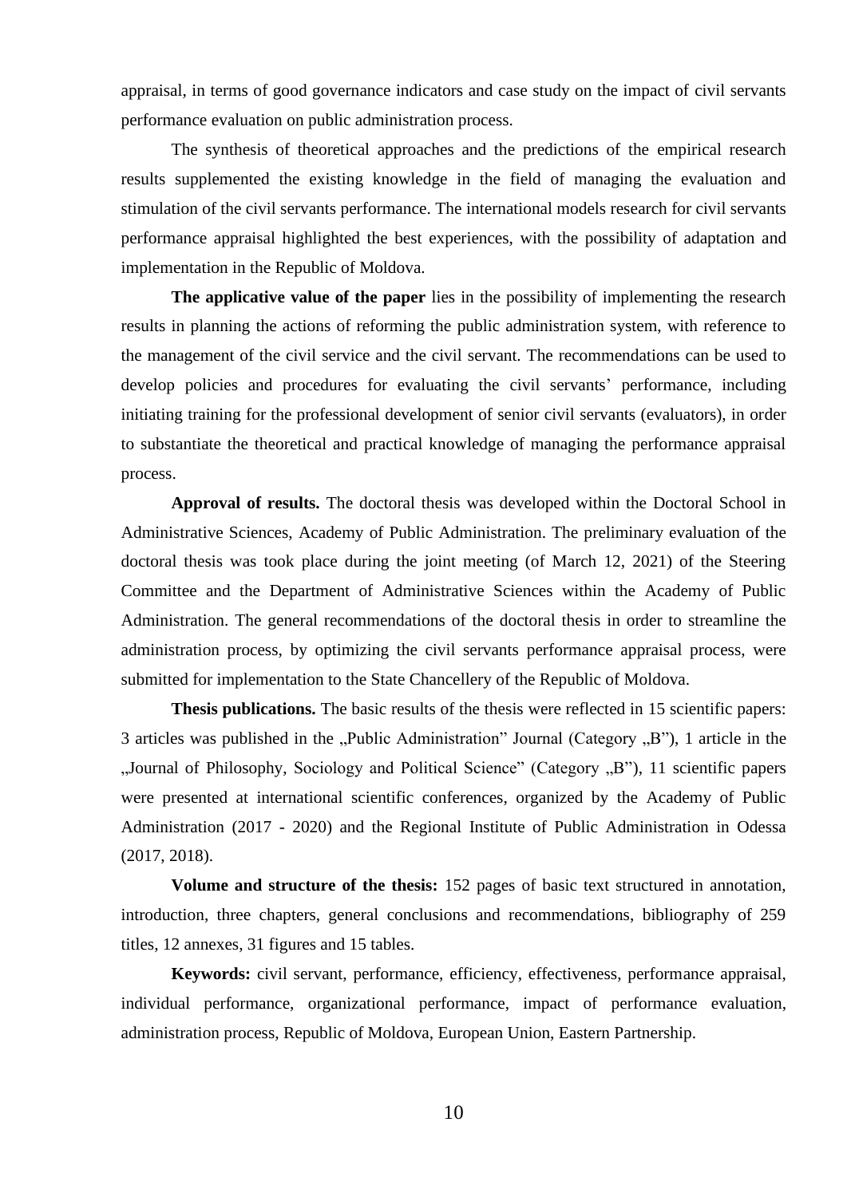appraisal, in terms of good governance indicators and case study on the impact of civil servants performance evaluation on public administration process.

The synthesis of theoretical approaches and the predictions of the empirical research results supplemented the existing knowledge in the field of managing the evaluation and stimulation of the civil servants performance. The international models research for civil servants performance appraisal highlighted the best experiences, with the possibility of adaptation and implementation in the Republic of Moldova.

**The applicative value of the paper** lies in the possibility of implementing the research results in planning the actions of reforming the public administration system, with reference to the management of the civil service and the civil servant. The recommendations can be used to develop policies and procedures for evaluating the civil servants' performance, including initiating training for the professional development of senior civil servants (evaluators), in order to substantiate the theoretical and practical knowledge of managing the performance appraisal process.

**Approval of results.** The doctoral thesis was developed within the Doctoral School in Administrative Sciences, Academy of Public Administration. The preliminary evaluation of the doctoral thesis was took place during the joint meeting (of March 12, 2021) of the Steering Committee and the Department of Administrative Sciences within the Academy of Public Administration. The general recommendations of the doctoral thesis in order to streamline the administration process, by optimizing the civil servants performance appraisal process, were submitted for implementation to the State Chancellery of the Republic of Moldova.

**Thesis publications.** The basic results of the thesis were reflected in 15 scientific papers: 3 articles was published in the „Public Administration" Journal (Category „B"), 1 article in the „Journal of Philosophy, Sociology and Political Science" (Category „B"), 11 scientific papers were presented at international scientific conferences, organized by the Academy of Public Administration (2017 - 2020) and the Regional Institute of Public Administration in Odessa (2017, 2018).

**Volume and structure of the thesis:** 152 pages of basic text structured in annotation, introduction, three chapters, general conclusions and recommendations, bibliography of 259 titles, 12 annexes, 31 figures and 15 tables.

**Keywords:** civil servant, performance, efficiency, effectiveness, performance appraisal, individual performance, organizational performance, impact of performance evaluation, administration process, Republic of Moldova, European Union, Eastern Partnership.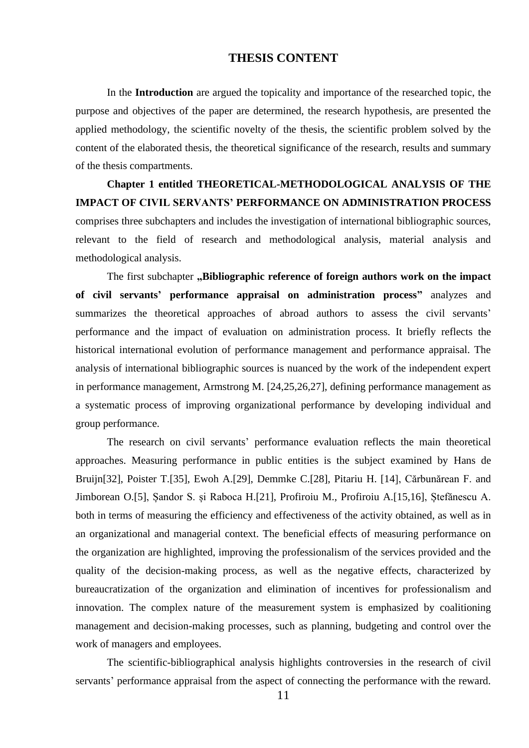## THESIS CONTENT

In the **Introduction** are argued the topicality and importance of the researched topic, the purpose and objectives of the paper are determined, the research hypothesis, are presented the applied methodology, the scientific novelty of the thesis, the scientific problem solved by the content of the elaborated thesis, the theoretical significance of the research, results and summary of the thesis compartments.

**Chapter 1 entitled THEORETICAL-METHODOLOGICAL ANALYSIS OF THE IMPACT OF CIVIL SERVANTS' PERFORMANCE ON ADMINISTRATION PROCESS** comprises three subchapters and includes the investigation of international bibliographic sources, relevant to the field of research and methodological analysis, material analysis and methodological analysis.

The first subchapter **„Bibliographic reference of foreign authors work on the impact of civil servants' performance appraisal on administration process"** analyzes and summarizes the theoretical approaches of abroad authors to assess the civil servants' performance and the impact of evaluation on administration process. It briefly reflects the historical international evolution of performance management and performance appraisal. The analysis of international bibliographic sources is nuanced by the work of the independent expert in performance management, Armstrong M. [24,25,26,27], defining performance management as a systematic process of improving organizational performance by developing individual and group performance.

The research on civil servants' performance evaluation reflects the main theoretical approaches. Measuring performance in public entities is the subject examined by Hans de Bruijn[32], Poister T.[35], Ewoh A.[29], Demmke C.[28], Pitariu H. [14], Cărbunărean F. and Jimborean O.[5], Șandor S. și Raboca H.[21], Profiroiu M., Profiroiu A.[15,16], Ștefănescu A. both in terms of measuring the efficiency and effectiveness of the activity obtained, as well as in an organizational and managerial context. The beneficial effects of measuring performance on the organization are highlighted, improving the professionalism of the services provided and the quality of the decision-making process, as well as the negative effects, characterized by bureaucratization of the organization and elimination of incentives for professionalism and innovation. The complex nature of the measurement system is emphasized by coalitioning management and decision-making processes, such as planning, budgeting and control over the work of managers and employees.

The scientific-bibliographical analysis highlights controversies in the research of civil servants' performance appraisal from the aspect of connecting the performance with the reward.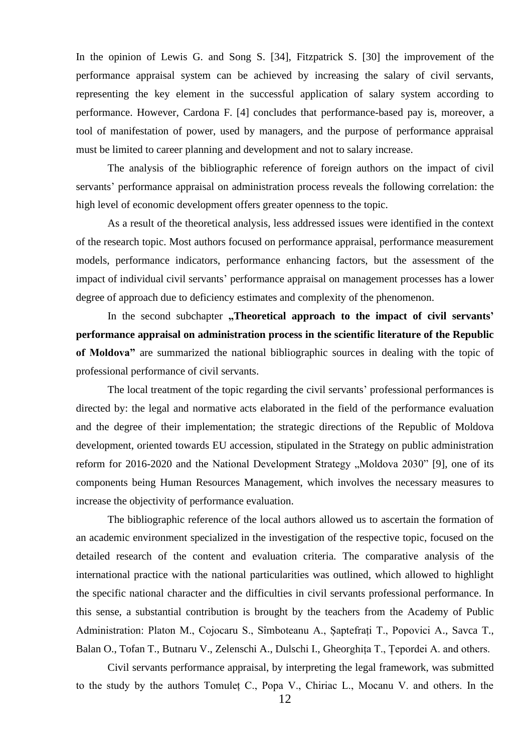In the opinion of Lewis G. and Song S. [34], Fitzpatrick S. [30] the improvement of the performance appraisal system can be achieved by increasing the salary of civil servants, representing the key element in the successful application of salary system according to performance. However, Cardona F. [4] concludes that performance-based pay is, moreover, a tool of manifestation of power, used by managers, and the purpose of performance appraisal must be limited to career planning and development and not to salary increase.

The analysis of the bibliographic reference of foreign authors on the impact of civil servants' performance appraisal on administration process reveals the following correlation: the high level of economic development offers greater openness to the topic.

As a result of the theoretical analysis, less addressed issues were identified in the context of the research topic. Most authors focused on performance appraisal, performance measurement models, performance indicators, performance enhancing factors, but the assessment of the impact of individual civil servants' performance appraisal on management processes has a lower degree of approach due to deficiency estimates and complexity of the phenomenon.

In the second subchapter **„Theoretical approach to the impact of civil servants' performance appraisal on administration process in the scientific literature of the Republic of Moldova"** are summarized the national bibliographic sources in dealing with the topic of professional performance of civil servants.

The local treatment of the topic regarding the civil servants' professional performances is directed by: the legal and normative acts elaborated in the field of the performance evaluation and the degree of their implementation; the strategic directions of the Republic of Moldova development, oriented towards EU accession, stipulated in the Strategy on public administration reform for 2016-2020 and the National Development Strategy „Moldova 2030" [9], one of its components being Human Resources Management, which involves the necessary measures to increase the objectivity of performance evaluation.

The bibliographic reference of the local authors allowed us to ascertain the formation of an academic environment specialized in the investigation of the respective topic, focused on the detailed research of the content and evaluation criteria. The comparative analysis of the international practice with the national particularities was outlined, which allowed to highlight the specific national character and the difficulties in civil servants professional performance. In this sense, a substantial contribution is brought by the teachers from the Academy of Public Administration: Platon M., Cojocaru S., Sîmboteanu A., Șaptefrați T., Popovici A., Savca T., Balan O., Tofan T., Butnaru V., Zelenschi A., Dulschi I., Gheorghița T., Țepordei A. and others.

Civil servants performance appraisal, by interpreting the legal framework, was submitted to the study by the authors Tomuleț C., Popa V., Chiriac L., Mocanu V. and others. In the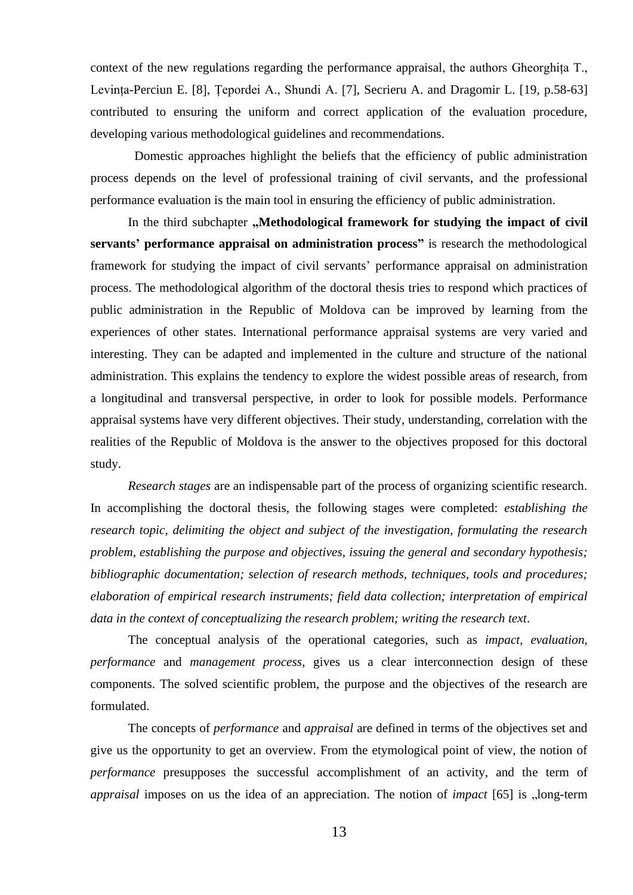context of the new regulations regarding the performance appraisal, the authors Gheorghița T., Levința-Perciun E. [8], Țepordei A., Shundi A. [7], Secrieru A. and Dragomir L. [19, p.58-63] contributed to ensuring the uniform and correct application of the evaluation procedure, developing various methodological guidelines and recommendations.

Domestic approaches highlight the beliefs that the efficiency of public administration process depends on the level of professional training of civil servants, and the professional performance evaluation is the main tool in ensuring the efficiency of public administration.

In the third subchapter **„Methodological framework for studying the impact of civil servants' performance appraisal on administration process"** is research the methodological framework for studying the impact of civil servants' performance appraisal on administration process. The methodological algorithm of the doctoral thesis tries to respond which practices of public administration in the Republic of Moldova can be improved by learning from the experiences of other states. International performance appraisal systems are very varied and interesting. They can be adapted and implemented in the culture and structure of the national administration. This explains the tendency to explore the widest possible areas of research, from a longitudinal and transversal perspective, in order to look for possible models. Performance appraisal systems have very different objectives. Their study, understanding, correlation with the realities of the Republic of Moldova is the answer to the objectives proposed for this doctoral study.

*Research stages* are an indispensable part of the process of organizing scientific research. In accomplishing the doctoral thesis, the following stages were completed: *establishing the research topic, delimiting the object and subject of the investigation, formulating the research problem, establishing the purpose and objectives, issuing the general and secondary hypothesis; bibliographic documentation; selection of research methods, techniques, tools and procedures; elaboration of empirical research instruments; field data collection; interpretation of empirical data in the context of conceptualizing the research problem; writing the research text*.

The conceptual analysis of the operational categories, such as *impact, evaluation, performance* and *management process*, gives us a clear interconnection design of these components. The solved scientific problem, the purpose and the objectives of the research are formulated.

The concepts of *performance* and *appraisal* are defined in terms of the objectives set and give us the opportunity to get an overview. From the etymological point of view, the notion of *performance* presupposes the successful accomplishment of an activity, and the term of *appraisal* imposes on us the idea of an appreciation. The notion of *impact* [65] is „long-term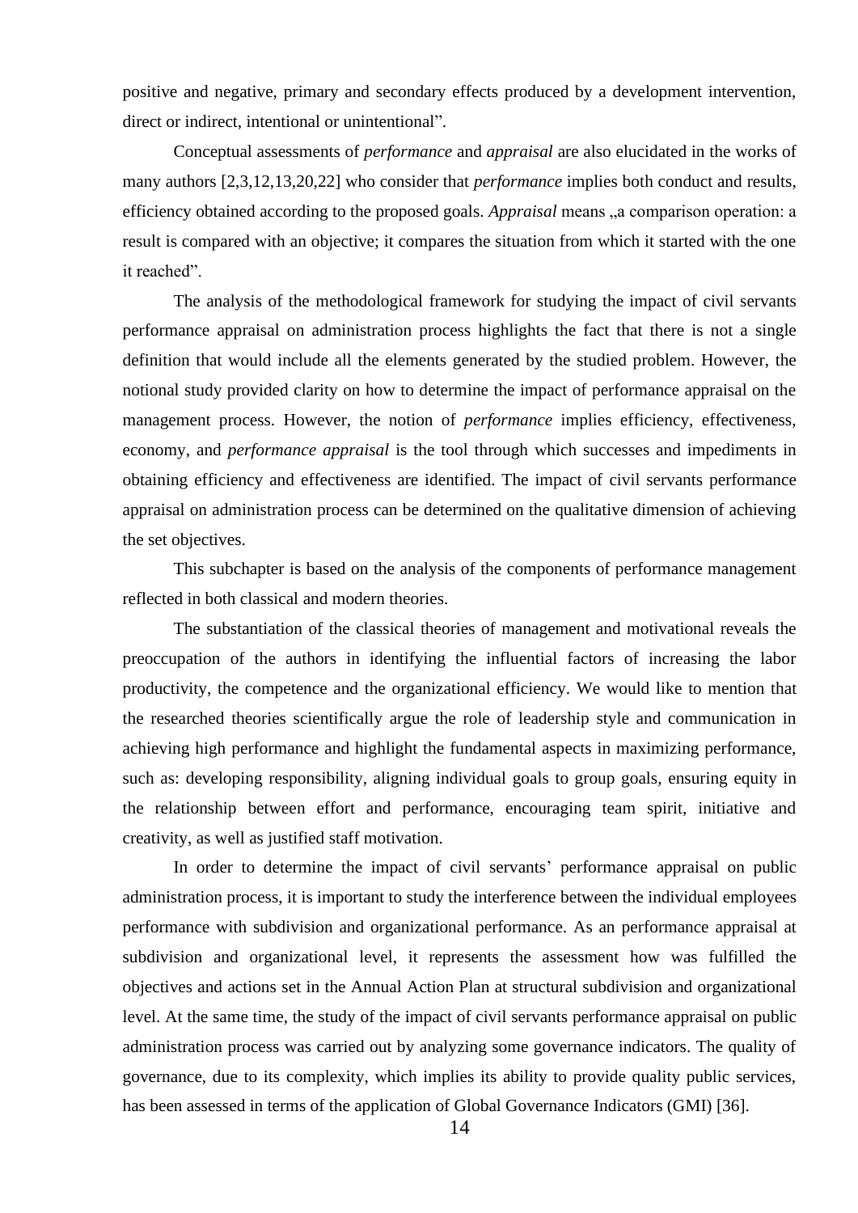positive and negative, primary and secondary effects produced by a development intervention, direct or indirect, intentional or unintentional".

Conceptual assessments of *performance* and *appraisal* are also elucidated in the works of many authors [2,3,12,13,20,22] who consider that *performance* implies both conduct and results, efficiency obtained according to the proposed goals. *Appraisal* means „a comparison operation: a result is compared with an objective; it compares the situation from which it started with the one it reached".

The analysis of the methodological framework for studying the impact of civil servants performance appraisal on administration process highlights the fact that there is not a single definition that would include all the elements generated by the studied problem. However, the notional study provided clarity on how to determine the impact of performance appraisal on the management process. However, the notion of *performance* implies efficiency, effectiveness, economy, and *performance appraisal* is the tool through which successes and impediments in obtaining efficiency and effectiveness are identified. The impact of civil servants performance appraisal on administration process can be determined on the qualitative dimension of achieving the set objectives.

This subchapter is based on the analysis of the components of performance management reflected in both classical and modern theories.

The substantiation of the classical theories of management and motivational reveals the preoccupation of the authors in identifying the influential factors of increasing the labor productivity, the competence and the organizational efficiency. We would like to mention that the researched theories scientifically argue the role of leadership style and communication in achieving high performance and highlight the fundamental aspects in maximizing performance, such as: developing responsibility, aligning individual goals to group goals, ensuring equity in the relationship between effort and performance, encouraging team spirit, initiative and creativity, as well as justified staff motivation.

In order to determine the impact of civil servants' performance appraisal on public administration process, it is important to study the interference between the individual employees performance with subdivision and organizational performance. As an performance appraisal at subdivision and organizational level, it represents the assessment how was fulfilled the objectives and actions set in the Annual Action Plan at structural subdivision and organizational level. At the same time, the study of the impact of civil servants performance appraisal on public administration process was carried out by analyzing some governance indicators. The quality of governance, due to its complexity, which implies its ability to provide quality public services, has been assessed in terms of the application of Global Governance Indicators (GMI) [36].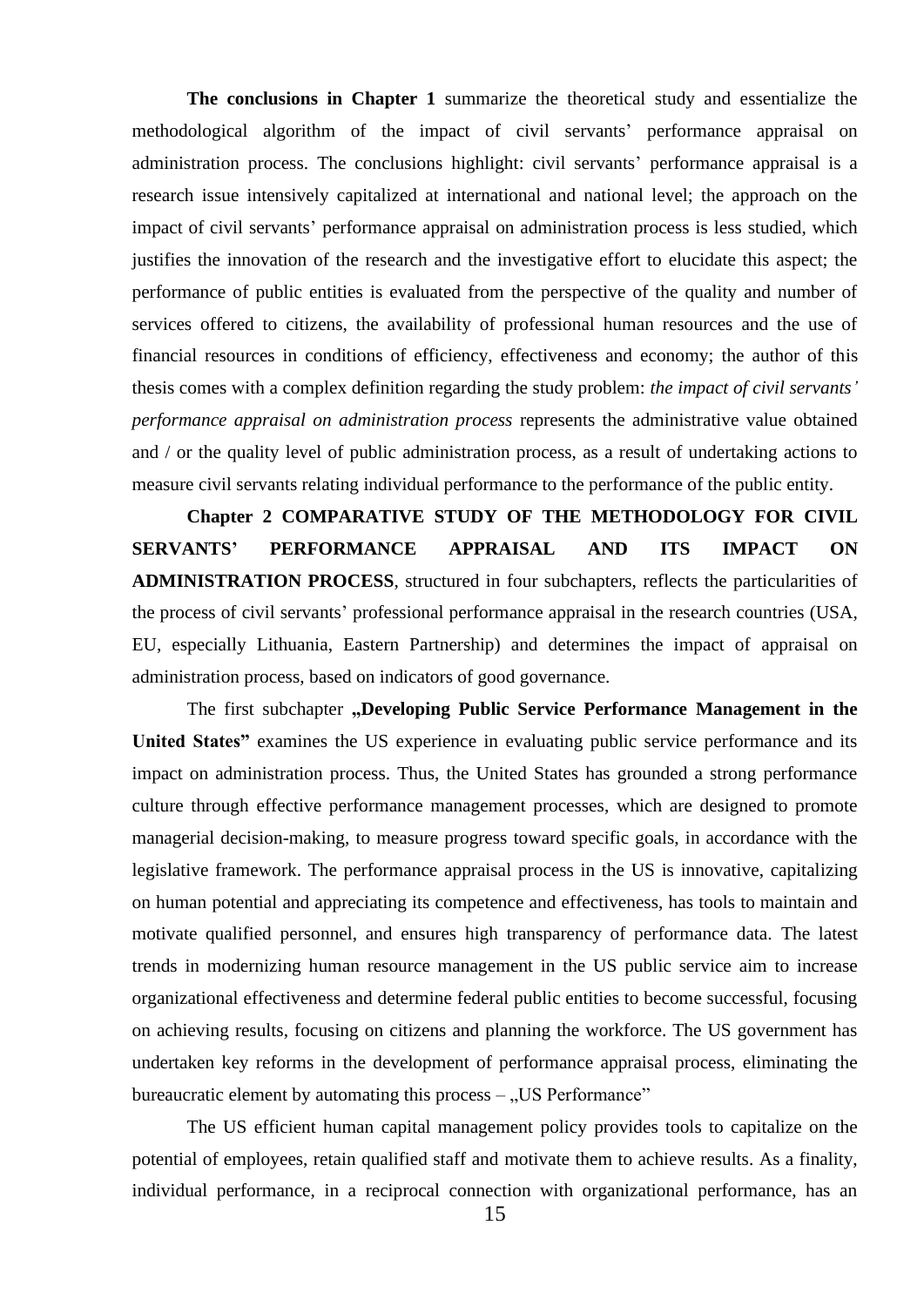**The conclusions in Chapter 1** summarize the theoretical study and essentialize the methodological algorithm of the impact of civil servants' performance appraisal on administration process. The conclusions highlight: civil servants' performance appraisal is a research issue intensively capitalized at international and national level; the approach on the impact of civil servants' performance appraisal on administration process is less studied, which justifies the innovation of the research and the investigative effort to elucidate this aspect; the performance of public entities is evaluated from the perspective of the quality and number of services offered to citizens, the availability of professional human resources and the use of financial resources in conditions of efficiency, effectiveness and economy; the author of this thesis comes with a complex definition regarding the study problem: *the impact of civil servants' performance appraisal on administration process* represents the administrative value obtained and / or the quality level of public administration process, as a result of undertaking actions to measure civil servants relating individual performance to the performance of the public entity.

**Chapter 2 COMPARATIVE STUDY OF THE METHODOLOGY FOR CIVIL SERVANTS' PERFORMANCE APPRAISAL AND ITS IMPACT ON ADMINISTRATION PROCESS**, structured in four subchapters, reflects the particularities of the process of civil servants' professional performance appraisal in the research countries (USA, EU, especially Lithuania, Eastern Partnership) and determines the impact of appraisal on administration process, based on indicators of good governance.

The first subchapter **„Developing Public Service Performance Management in the United States"** examines the US experience in evaluating public service performance and its impact on administration process. Thus, the United States has grounded a strong performance culture through effective performance management processes, which are designed to promote managerial decision-making, to measure progress toward specific goals, in accordance with the legislative framework. The performance appraisal process in the US is innovative, capitalizing on human potential and appreciating its competence and effectiveness, has tools to maintain and motivate qualified personnel, and ensures high transparency of performance data. The latest trends in modernizing human resource management in the US public service aim to increase organizational effectiveness and determine federal public entities to become successful, focusing on achieving results, focusing on citizens and planning the workforce. The US government has undertaken key reforms in the development of performance appraisal process, eliminating the bureaucratic element by automating this process – „US Performance"

The US efficient human capital management policy provides tools to capitalize on the potential of employees, retain qualified staff and motivate them to achieve results. As a finality, individual performance, in a reciprocal connection with organizational performance, has an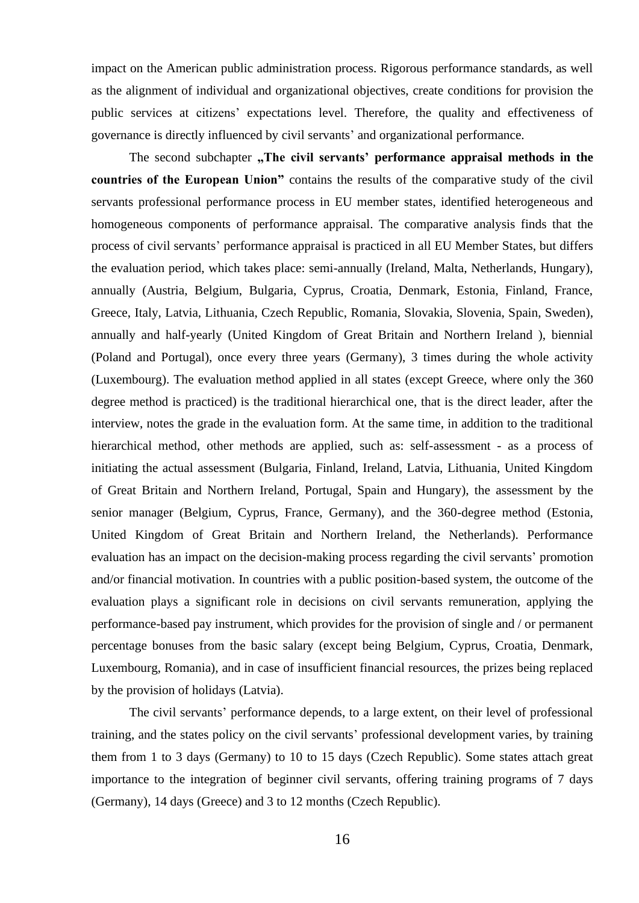impact on the American public administration process. Rigorous performance standards, as well as the alignment of individual and organizational objectives, create conditions for provision the public services at citizens' expectations level. Therefore, the quality and effectiveness of governance is directly influenced by civil servants' and organizational performance.

The second subchapter **„The civil servants' performance appraisal methods in the countries of the European Union"** contains the results of the comparative study of the civil servants professional performance process in EU member states, identified heterogeneous and homogeneous components of performance appraisal. The comparative analysis finds that the process of civil servants' performance appraisal is practiced in all EU Member States, but differs the evaluation period, which takes place: semi-annually (Ireland, Malta, Netherlands, Hungary), annually (Austria, Belgium, Bulgaria, Cyprus, Croatia, Denmark, Estonia, Finland, France, Greece, Italy, Latvia, Lithuania, Czech Republic, Romania, Slovakia, Slovenia, Spain, Sweden), annually and half-yearly (United Kingdom of Great Britain and Northern Ireland ), biennial (Poland and Portugal), once every three years (Germany), 3 times during the whole activity (Luxembourg). The evaluation method applied in all states (except Greece, where only the 360 degree method is practiced) is the traditional hierarchical one, that is the direct leader, after the interview, notes the grade in the evaluation form. At the same time, in addition to the traditional hierarchical method, other methods are applied, such as: self-assessment - as a process of initiating the actual assessment (Bulgaria, Finland, Ireland, Latvia, Lithuania, United Kingdom of Great Britain and Northern Ireland, Portugal, Spain and Hungary), the assessment by the senior manager (Belgium, Cyprus, France, Germany), and the 360-degree method (Estonia, United Kingdom of Great Britain and Northern Ireland, the Netherlands). Performance evaluation has an impact on the decision-making process regarding the civil servants' promotion and/or financial motivation. In countries with a public position-based system, the outcome of the evaluation plays a significant role in decisions on civil servants remuneration, applying the performance-based pay instrument, which provides for the provision of single and / or permanent percentage bonuses from the basic salary (except being Belgium, Cyprus, Croatia, Denmark, Luxembourg, Romania), and in case of insufficient financial resources, the prizes being replaced by the provision of holidays (Latvia).

The civil servants' performance depends, to a large extent, on their level of professional training, and the states policy on the civil servants' professional development varies, by training them from 1 to 3 days (Germany) to 10 to 15 days (Czech Republic). Some states attach great importance to the integration of beginner civil servants, offering training programs of 7 days (Germany), 14 days (Greece) and 3 to 12 months (Czech Republic).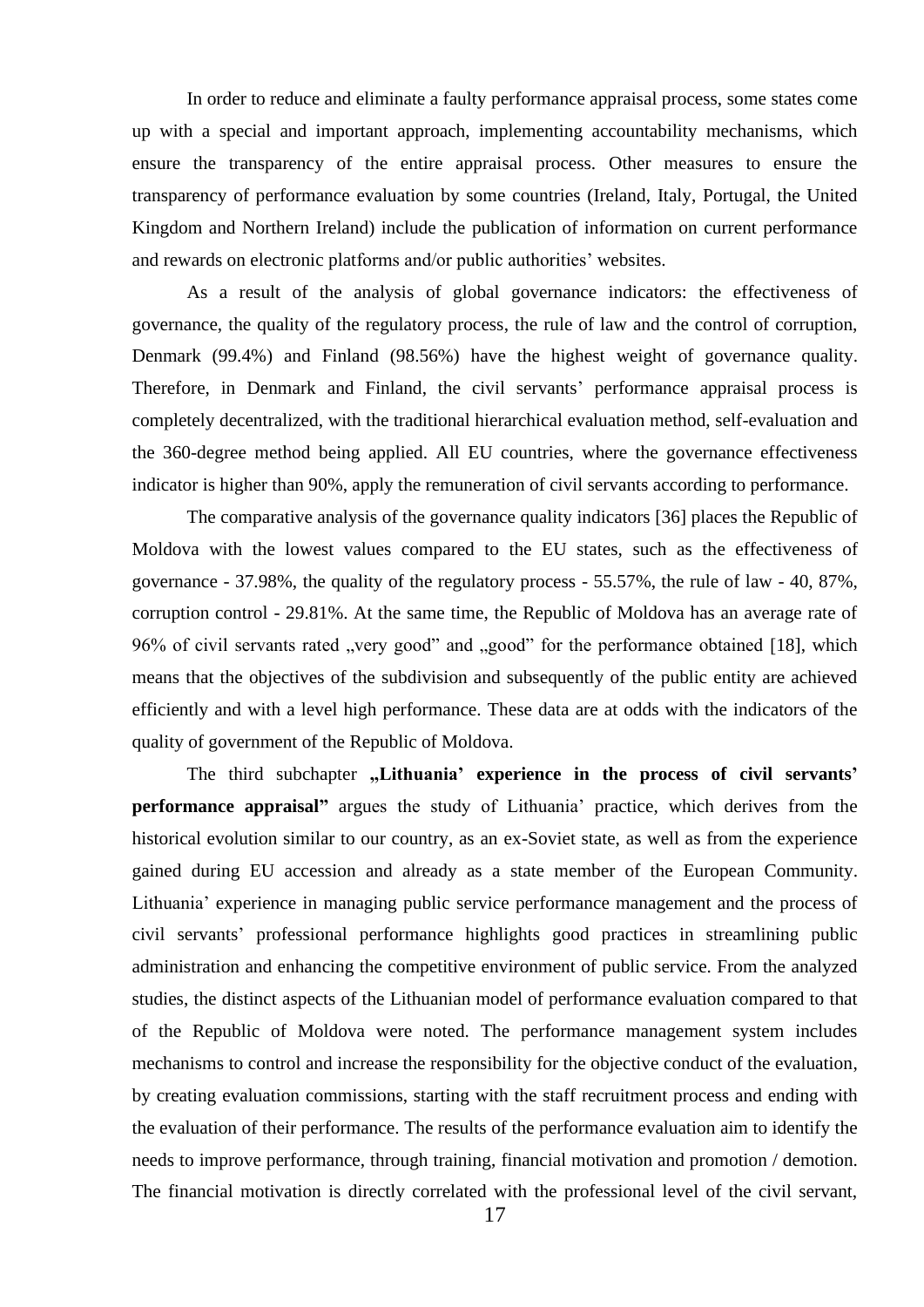In order to reduce and eliminate a faulty performance appraisal process, some states come up with a special and important approach, implementing accountability mechanisms, which ensure the transparency of the entire appraisal process. Other measures to ensure the transparency of performance evaluation by some countries (Ireland, Italy, Portugal, the United Kingdom and Northern Ireland) include the publication of information on current performance and rewards on electronic platforms and/or public authorities' websites.

As a result of the analysis of global governance indicators: the effectiveness of governance, the quality of the regulatory process, the rule of law and the control of corruption, Denmark (99.4%) and Finland (98.56%) have the highest weight of governance quality. Therefore, in Denmark and Finland, the civil servants' performance appraisal process is completely decentralized, with the traditional hierarchical evaluation method, self-evaluation and the 360-degree method being applied. All EU countries, where the governance effectiveness indicator is higher than 90%, apply the remuneration of civil servants according to performance.

The comparative analysis of the governance quality indicators [36] places the Republic of Moldova with the lowest values compared to the EU states, such as the effectiveness of governance - 37.98%, the quality of the regulatory process - 55.57%, the rule of law - 40, 87%, corruption control - 29.81%. At the same time, the Republic of Moldova has an average rate of 96% of civil servants rated „very good" and „good" for the performance obtained [18], which means that the objectives of the subdivision and subsequently of the public entity are achieved efficiently and with a level high performance. These data are at odds with the indicators of the quality of government of the Republic of Moldova.

The third subchapter **„Lithuania' experience in the process of civil servants' performance appraisal"** argues the study of Lithuania' practice, which derives from the historical evolution similar to our country, as an ex-Soviet state, as well as from the experience gained during EU accession and already as a state member of the European Community. Lithuania' experience in managing public service performance management and the process of civil servants' professional performance highlights good practices in streamlining public administration and enhancing the competitive environment of public service. From the analyzed studies, the distinct aspects of the Lithuanian model of performance evaluation compared to that of the Republic of Moldova were noted. The performance management system includes mechanisms to control and increase the responsibility for the objective conduct of the evaluation, by creating evaluation commissions, starting with the staff recruitment process and ending with the evaluation of their performance. The results of the performance evaluation aim to identify the needs to improve performance, through training, financial motivation and promotion / demotion. The financial motivation is directly correlated with the professional level of the civil servant,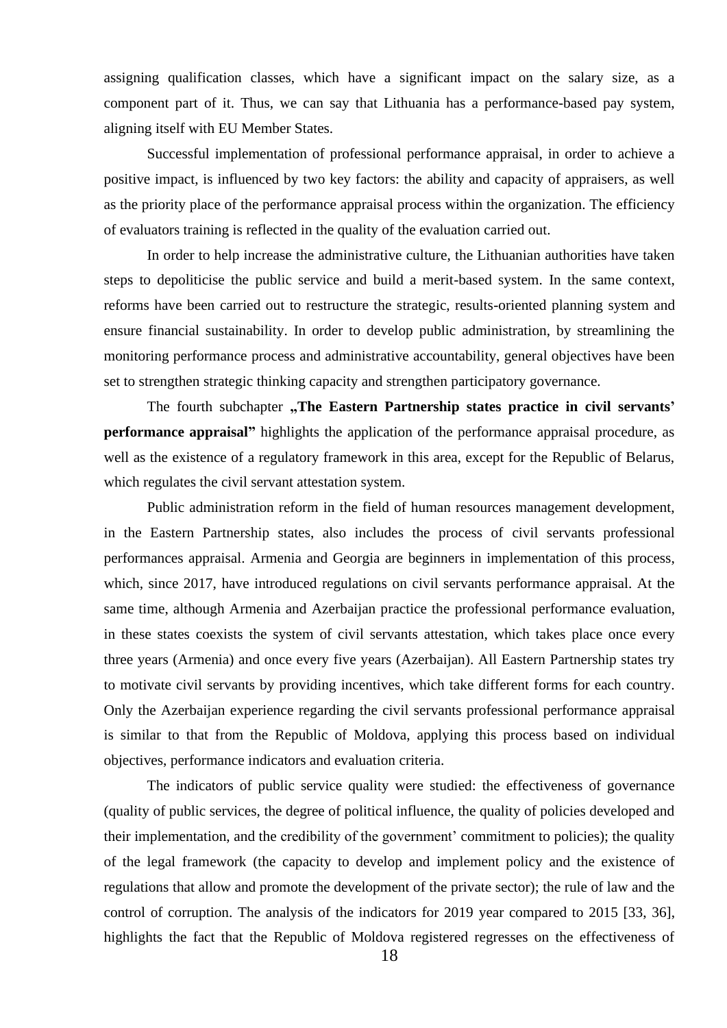assigning qualification classes, which have a significant impact on the salary size, as a component part of it. Thus, we can say that Lithuania has a performance-based pay system, aligning itself with EU Member States.

Successful implementation of professional performance appraisal, in order to achieve a positive impact, is influenced by two key factors: the ability and capacity of appraisers, as well as the priority place of the performance appraisal process within the organization. The efficiency of evaluators training is reflected in the quality of the evaluation carried out.

In order to help increase the administrative culture, the Lithuanian authorities have taken steps to depoliticise the public service and build a merit-based system. In the same context, reforms have been carried out to restructure the strategic, results-oriented planning system and ensure financial sustainability. In order to develop public administration, by streamlining the monitoring performance process and administrative accountability, general objectives have been set to strengthen strategic thinking capacity and strengthen participatory governance.

The fourth subchapter **„The Eastern Partnership states practice in civil servants' performance appraisal"** highlights the application of the performance appraisal procedure, as well as the existence of a regulatory framework in this area, except for the Republic of Belarus, which regulates the civil servant attestation system.

Public administration reform in the field of human resources management development, in the Eastern Partnership states, also includes the process of civil servants professional performances appraisal. Armenia and Georgia are beginners in implementation of this process, which, since 2017, have introduced regulations on civil servants performance appraisal. At the same time, although Armenia and Azerbaijan practice the professional performance evaluation, in these states coexists the system of civil servants attestation, which takes place once every three years (Armenia) and once every five years (Azerbaijan). All Eastern Partnership states try to motivate civil servants by providing incentives, which take different forms for each country. Only the Azerbaijan experience regarding the civil servants professional performance appraisal is similar to that from the Republic of Moldova, applying this process based on individual objectives, performance indicators and evaluation criteria.

The indicators of public service quality were studied: the effectiveness of governance (quality of public services, the degree of political influence, the quality of policies developed and their implementation, and the credibility of the government' commitment to policies); the quality of the legal framework (the capacity to develop and implement policy and the existence of regulations that allow and promote the development of the private sector); the rule of law and the control of corruption. The analysis of the indicators for 2019 year compared to 2015 [33, 36], highlights the fact that the Republic of Moldova registered regresses on the effectiveness of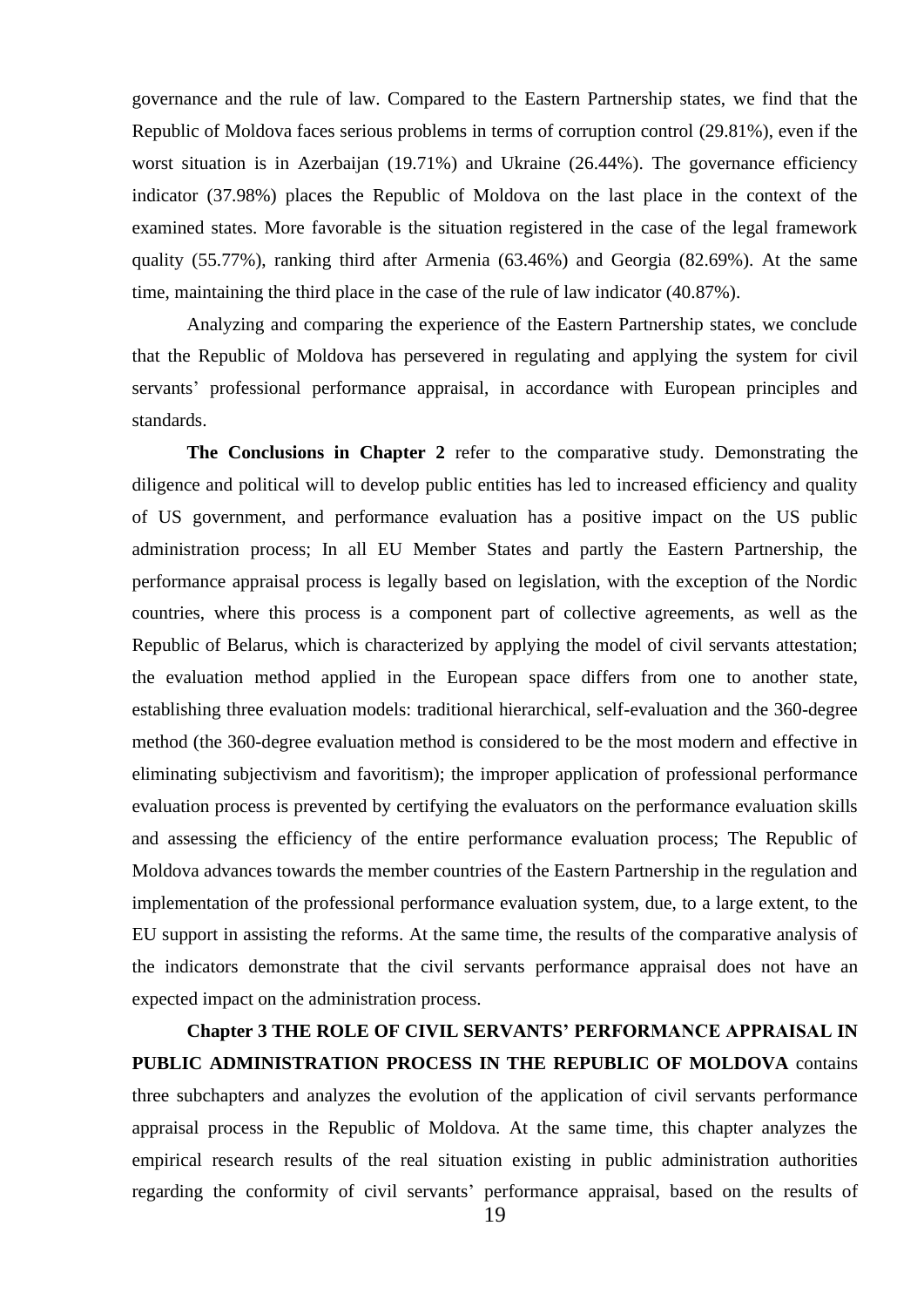governance and the rule of law. Compared to the Eastern Partnership states, we find that the Republic of Moldova faces serious problems in terms of corruption control (29.81%), even if the worst situation is in Azerbaijan (19.71%) and Ukraine (26.44%). The governance efficiency indicator (37.98%) places the Republic of Moldova on the last place in the context of the examined states. More favorable is the situation registered in the case of the legal framework quality (55.77%), ranking third after Armenia (63.46%) and Georgia (82.69%). At the same time, maintaining the third place in the case of the rule of law indicator (40.87%).

Analyzing and comparing the experience of the Eastern Partnership states, we conclude that the Republic of Moldova has persevered in regulating and applying the system for civil servants' professional performance appraisal, in accordance with European principles and standards.

**The Conclusions in Chapter 2** refer to the comparative study. Demonstrating the diligence and political will to develop public entities has led to increased efficiency and quality of US government, and performance evaluation has a positive impact on the US public administration process; In all EU Member States and partly the Eastern Partnership, the performance appraisal process is legally based on legislation, with the exception of the Nordic countries, where this process is a component part of collective agreements, as well as the Republic of Belarus, which is characterized by applying the model of civil servants attestation; the evaluation method applied in the European space differs from one to another state, establishing three evaluation models: traditional hierarchical, self-evaluation and the 360-degree method (the 360-degree evaluation method is considered to be the most modern and effective in eliminating subjectivism and favoritism); the improper application of professional performance evaluation process is prevented by certifying the evaluators on the performance evaluation skills and assessing the efficiency of the entire performance evaluation process; The Republic of Moldova advances towards the member countries of the Eastern Partnership in the regulation and implementation of the professional performance evaluation system, due, to a large extent, to the EU support in assisting the reforms. At the same time, the results of the comparative analysis of the indicators demonstrate that the civil servants performance appraisal does not have an expected impact on the administration process.

**Chapter 3 THE ROLE OF CIVIL SERVANTS' PERFORMANCE APPRAISAL IN PUBLIC ADMINISTRATION PROCESS IN THE REPUBLIC OF MOLDOVA** contains three subchapters and analyzes the evolution of the application of civil servants performance appraisal process in the Republic of Moldova. At the same time, this chapter analyzes the empirical research results of the real situation existing in public administration authorities regarding the conformity of civil servants' performance appraisal, based on the results of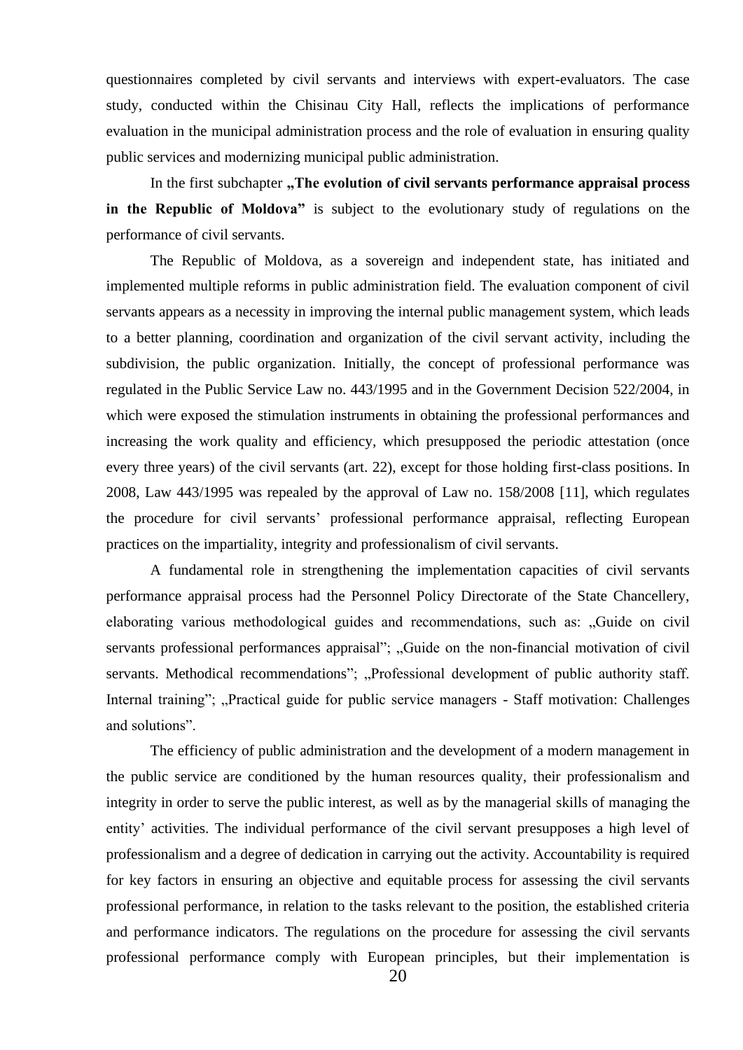questionnaires completed by civil servants and interviews with expert-evaluators. The case study, conducted within the Chisinau City Hall, reflects the implications of performance evaluation in the municipal administration process and the role of evaluation in ensuring quality public services and modernizing municipal public administration.

In the first subchapter **„The evolution of civil servants performance appraisal process in the Republic of Moldova"** is subject to the evolutionary study of regulations on the performance of civil servants.

The Republic of Moldova, as a sovereign and independent state, has initiated and implemented multiple reforms in public administration field. The evaluation component of civil servants appears as a necessity in improving the internal public management system, which leads to a better planning, coordination and organization of the civil servant activity, including the subdivision, the public organization. Initially, the concept of professional performance was regulated in the Public Service Law no. 443/1995 and in the Government Decision 522/2004, in which were exposed the stimulation instruments in obtaining the professional performances and increasing the work quality and efficiency, which presupposed the periodic attestation (once every three years) of the civil servants (art. 22), except for those holding first-class positions. In 2008, Law 443/1995 was repealed by the approval of Law no. 158/2008 [11], which regulates the procedure for civil servants' professional performance appraisal, reflecting European practices on the impartiality, integrity and professionalism of civil servants.

A fundamental role in strengthening the implementation capacities of civil servants performance appraisal process had the Personnel Policy Directorate of the State Chancellery, elaborating various methodological guides and recommendations, such as: „Guide on civil servants professional performances appraisal"; „Guide on the non-financial motivation of civil servants. Methodical recommendations"; „Professional development of public authority staff. Internal training"; „Practical guide for public service managers - Staff motivation: Challenges and solutions".

The efficiency of public administration and the development of a modern management in the public service are conditioned by the human resources quality, their professionalism and integrity in order to serve the public interest, as well as by the managerial skills of managing the entity' activities. The individual performance of the civil servant presupposes a high level of professionalism and a degree of dedication in carrying out the activity. Accountability is required for key factors in ensuring an objective and equitable process for assessing the civil servants professional performance, in relation to the tasks relevant to the position, the established criteria and performance indicators. The regulations on the procedure for assessing the civil servants professional performance comply with European principles, but their implementation is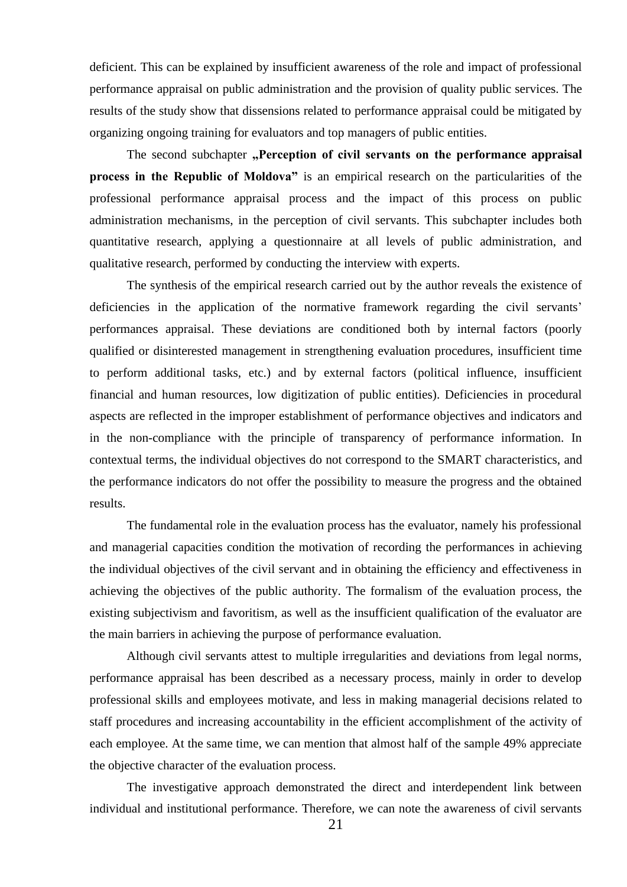deficient. This can be explained by insufficient awareness of the role and impact of professional performance appraisal on public administration and the provision of quality public services. The results of the study show that dissensions related to performance appraisal could be mitigated by organizing ongoing training for evaluators and top managers of public entities.

The second subchapter **„Perception of civil servants on the performance appraisal process in the Republic of Moldova"** is an empirical research on the particularities of the professional performance appraisal process and the impact of this process on public administration mechanisms, in the perception of civil servants. This subchapter includes both quantitative research, applying a questionnaire at all levels of public administration, and qualitative research, performed by conducting the interview with experts.

The synthesis of the empirical research carried out by the author reveals the existence of deficiencies in the application of the normative framework regarding the civil servants' performances appraisal. These deviations are conditioned both by internal factors (poorly qualified or disinterested management in strengthening evaluation procedures, insufficient time to perform additional tasks, etc.) and by external factors (political influence, insufficient financial and human resources, low digitization of public entities). Deficiencies in procedural aspects are reflected in the improper establishment of performance objectives and indicators and in the non-compliance with the principle of transparency of performance information. In contextual terms, the individual objectives do not correspond to the SMART characteristics, and the performance indicators do not offer the possibility to measure the progress and the obtained results.

The fundamental role in the evaluation process has the evaluator, namely his professional and managerial capacities condition the motivation of recording the performances in achieving the individual objectives of the civil servant and in obtaining the efficiency and effectiveness in achieving the objectives of the public authority. The formalism of the evaluation process, the existing subjectivism and favoritism, as well as the insufficient qualification of the evaluator are the main barriers in achieving the purpose of performance evaluation.

Although civil servants attest to multiple irregularities and deviations from legal norms, performance appraisal has been described as a necessary process, mainly in order to develop professional skills and employees motivate, and less in making managerial decisions related to staff procedures and increasing accountability in the efficient accomplishment of the activity of each employee. At the same time, we can mention that almost half of the sample 49% appreciate the objective character of the evaluation process.

The investigative approach demonstrated the direct and interdependent link between individual and institutional performance. Therefore, we can note the awareness of civil servants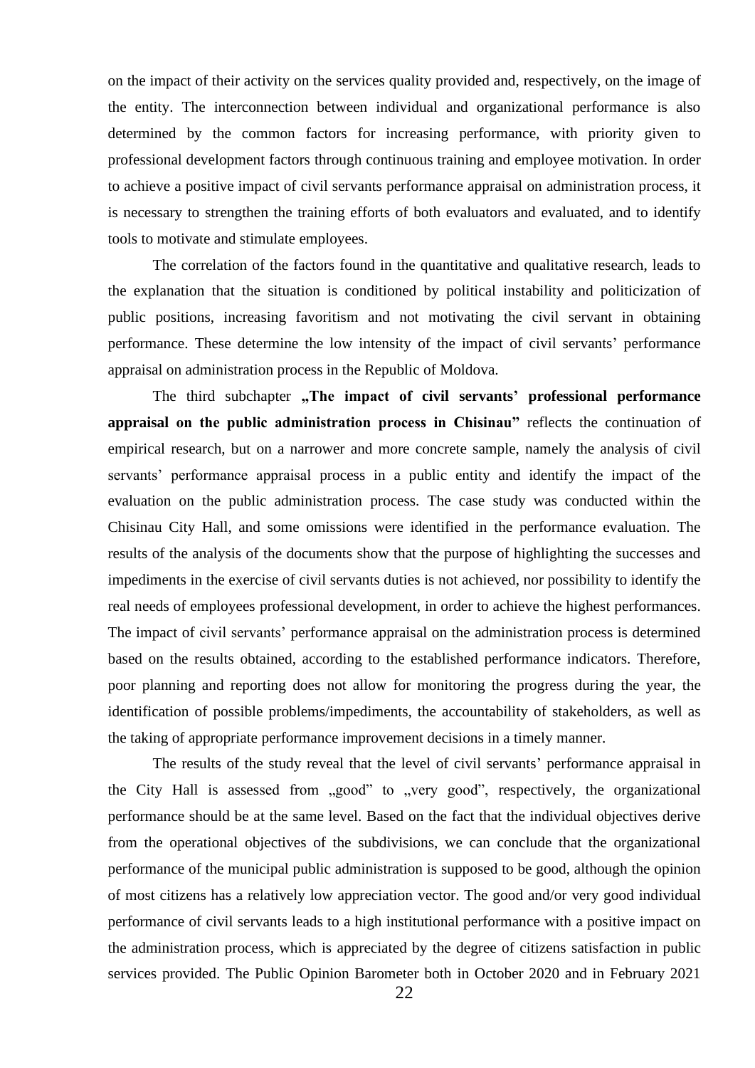on the impact of their activity on the services quality provided and, respectively, on the image of the entity. The interconnection between individual and organizational performance is also determined by the common factors for increasing performance, with priority given to professional development factors through continuous training and employee motivation. In order to achieve a positive impact of civil servants performance appraisal on administration process, it is necessary to strengthen the training efforts of both evaluators and evaluated, and to identify tools to motivate and stimulate employees.

The correlation of the factors found in the quantitative and qualitative research, leads to the explanation that the situation is conditioned by political instability and politicization of public positions, increasing favoritism and not motivating the civil servant in obtaining performance. These determine the low intensity of the impact of civil servants' performance appraisal on administration process in the Republic of Moldova.

The third subchapter **„The impact of civil servants' professional performance appraisal on the public administration process in Chisinau"** reflects the continuation of empirical research, but on a narrower and more concrete sample, namely the analysis of civil servants' performance appraisal process in a public entity and identify the impact of the evaluation on the public administration process. The case study was conducted within the Chisinau City Hall, and some omissions were identified in the performance evaluation. The results of the analysis of the documents show that the purpose of highlighting the successes and impediments in the exercise of civil servants duties is not achieved, nor possibility to identify the real needs of employees professional development, in order to achieve the highest performances. The impact of civil servants' performance appraisal on the administration process is determined based on the results obtained, according to the established performance indicators. Therefore, poor planning and reporting does not allow for monitoring the progress during the year, the identification of possible problems/impediments, the accountability of stakeholders, as well as the taking of appropriate performance improvement decisions in a timely manner.

The results of the study reveal that the level of civil servants' performance appraisal in the City Hall is assessed from „good" to „very good", respectively, the organizational performance should be at the same level. Based on the fact that the individual objectives derive from the operational objectives of the subdivisions, we can conclude that the organizational performance of the municipal public administration is supposed to be good, although the opinion of most citizens has a relatively low appreciation vector. The good and/or very good individual performance of civil servants leads to a high institutional performance with a positive impact on the administration process, which is appreciated by the degree of citizens satisfaction in public services provided. The Public Opinion Barometer both in October 2020 and in February 2021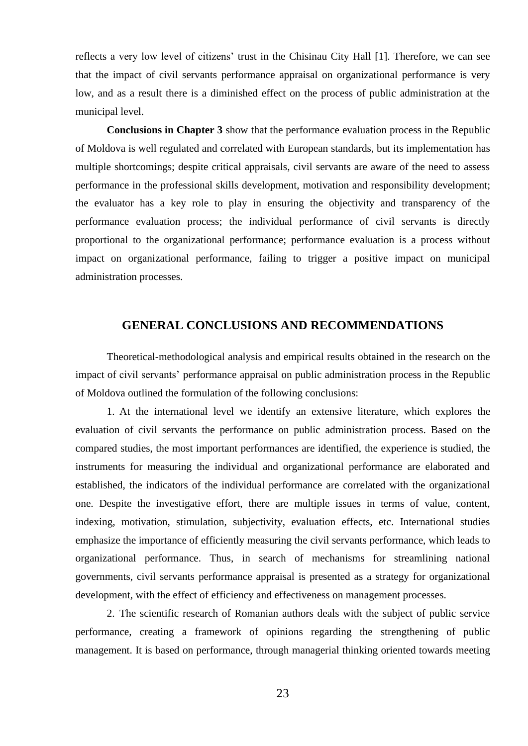reflects a very low level of citizens' trust in the Chisinau City Hall [1]. Therefore, we can see that the impact of civil servants performance appraisal on organizational performance is very low, and as a result there is a diminished effect on the process of public administration at the municipal level.

**Conclusions in Chapter 3** show that the performance evaluation process in the Republic of Moldova is well regulated and correlated with European standards, but its implementation has multiple shortcomings; despite critical appraisals, civil servants are aware of the need to assess performance in the professional skills development, motivation and responsibility development; the evaluator has a key role to play in ensuring the objectivity and transparency of the performance evaluation process; the individual performance of civil servants is directly proportional to the organizational performance; performance evaluation is a process without impact on organizational performance, failing to trigger a positive impact on municipal administration processes.

## GENERAL CONCLUSIONS AND RECOMMENDATIONS

Theoretical-methodological analysis and empirical results obtained in the research on the impact of civil servants' performance appraisal on public administration process in the Republic of Moldova outlined the formulation of the following conclusions:

1. At the international level we identify an extensive literature, which explores the evaluation of civil servants the performance on public administration process. Based on the compared studies, the most important performances are identified, the experience is studied, the instruments for measuring the individual and organizational performance are elaborated and established, the indicators of the individual performance are correlated with the organizational one. Despite the investigative effort, there are multiple issues in terms of value, content, indexing, motivation, stimulation, subjectivity, evaluation effects, etc. International studies emphasize the importance of efficiently measuring the civil servants performance, which leads to organizational performance. Thus, in search of mechanisms for streamlining national governments, civil servants performance appraisal is presented as a strategy for organizational development, with the effect of efficiency and effectiveness on management processes.

2. The scientific research of Romanian authors deals with the subject of public service performance, creating a framework of opinions regarding the strengthening of public management. It is based on performance, through managerial thinking oriented towards meeting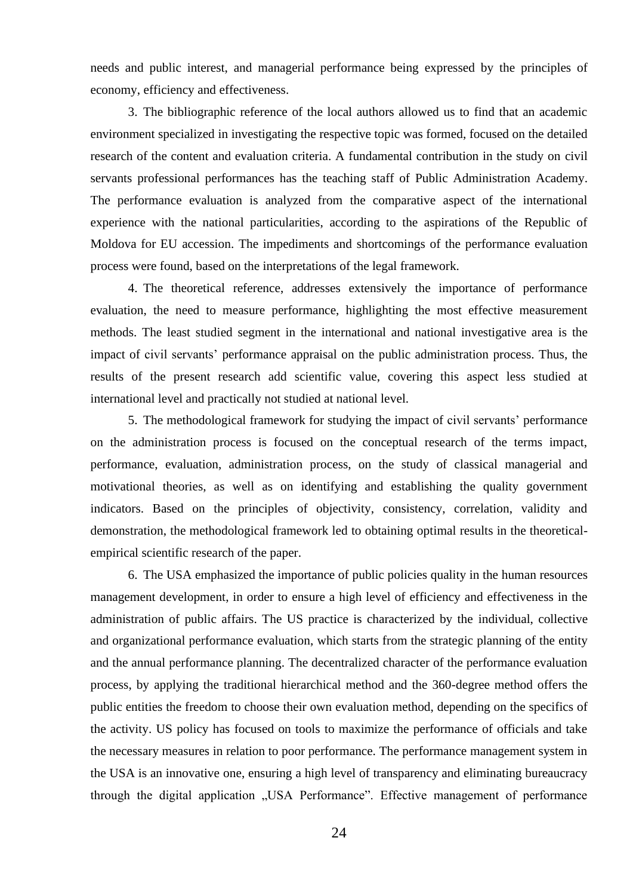needs and public interest, and managerial performance being expressed by the principles of economy, efficiency and effectiveness.

3. The bibliographic reference of the local authors allowed us to find that an academic environment specialized in investigating the respective topic was formed, focused on the detailed research of the content and evaluation criteria. A fundamental contribution in the study on civil servants professional performances has the teaching staff of Public Administration Academy. The performance evaluation is analyzed from the comparative aspect of the international experience with the national particularities, according to the aspirations of the Republic of Moldova for EU accession. The impediments and shortcomings of the performance evaluation process were found, based on the interpretations of the legal framework.

4. The theoretical reference, addresses extensively the importance of performance evaluation, the need to measure performance, highlighting the most effective measurement methods. The least studied segment in the international and national investigative area is the impact of civil servants' performance appraisal on the public administration process. Thus, the results of the present research add scientific value, covering this aspect less studied at international level and practically not studied at national level.

5. The methodological framework for studying the impact of civil servants' performance on the administration process is focused on the conceptual research of the terms impact, performance, evaluation, administration process, on the study of classical managerial and motivational theories, as well as on identifying and establishing the quality government indicators. Based on the principles of objectivity, consistency, correlation, validity and demonstration, the methodological framework led to obtaining optimal results in the theoretical-empirical scientific research of the paper.

6. The USA emphasized the importance of public policies quality in the human resources management development, in order to ensure a high level of efficiency and effectiveness in the administration of public affairs. The US practice is characterized by the individual, collective and organizational performance evaluation, which starts from the strategic planning of the entity and the annual performance planning. The decentralized character of the performance evaluation process, by applying the traditional hierarchical method and the 360-degree method offers the public entities the freedom to choose their own evaluation method, depending on the specifics of the activity. US policy has focused on tools to maximize the performance of officials and take the necessary measures in relation to poor performance. The performance management system in the USA is an innovative one, ensuring a high level of transparency and eliminating bureaucracy through the digital application „USA Performance". Effective management of performance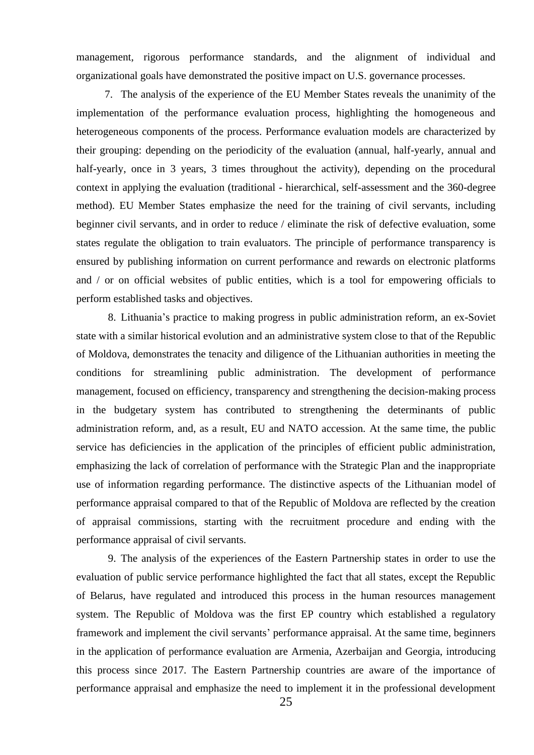management, rigorous performance standards, and the alignment of individual and organizational goals have demonstrated the positive impact on U.S. governance processes.

7. The analysis of the experience of the EU Member States reveals the unanimity of the implementation of the performance evaluation process, highlighting the homogeneous and heterogeneous components of the process. Performance evaluation models are characterized by their grouping: depending on the periodicity of the evaluation (annual, half-yearly, annual and half-yearly, once in 3 years, 3 times throughout the activity), depending on the procedural context in applying the evaluation (traditional - hierarchical, self-assessment and the 360-degree method). EU Member States emphasize the need for the training of civil servants, including beginner civil servants, and in order to reduce / eliminate the risk of defective evaluation, some states regulate the obligation to train evaluators. The principle of performance transparency is ensured by publishing information on current performance and rewards on electronic platforms and / or on official websites of public entities, which is a tool for empowering officials to perform established tasks and objectives.

8. Lithuania's practice to making progress in public administration reform, an ex-Soviet state with a similar historical evolution and an administrative system close to that of the Republic of Moldova, demonstrates the tenacity and diligence of the Lithuanian authorities in meeting the conditions for streamlining public administration. The development of performance management, focused on efficiency, transparency and strengthening the decision-making process in the budgetary system has contributed to strengthening the determinants of public administration reform, and, as a result, EU and NATO accession. At the same time, the public service has deficiencies in the application of the principles of efficient public administration, emphasizing the lack of correlation of performance with the Strategic Plan and the inappropriate use of information regarding performance. The distinctive aspects of the Lithuanian model of performance appraisal compared to that of the Republic of Moldova are reflected by the creation of appraisal commissions, starting with the recruitment procedure and ending with the performance appraisal of civil servants.

9. The analysis of the experiences of the Eastern Partnership states in order to use the evaluation of public service performance highlighted the fact that all states, except the Republic of Belarus, have regulated and introduced this process in the human resources management system. The Republic of Moldova was the first EP country which established a regulatory framework and implement the civil servants' performance appraisal. At the same time, beginners in the application of performance evaluation are Armenia, Azerbaijan and Georgia, introducing this process since 2017. The Eastern Partnership countries are aware of the importance of performance appraisal and emphasize the need to implement it in the professional development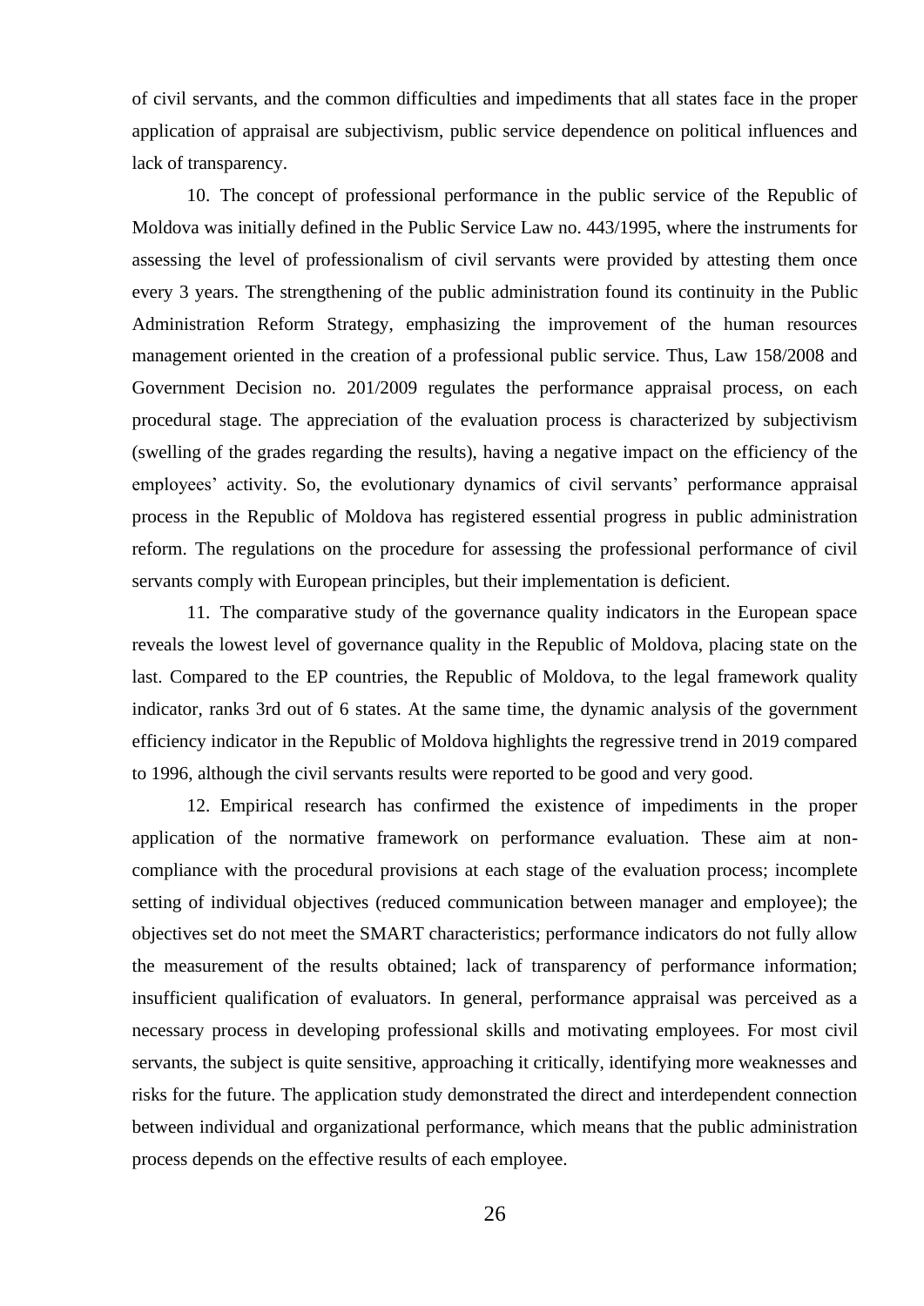of civil servants, and the common difficulties and impediments that all states face in the proper application of appraisal are subjectivism, public service dependence on political influences and lack of transparency.

10. The concept of professional performance in the public service of the Republic of Moldova was initially defined in the Public Service Law no. 443/1995, where the instruments for assessing the level of professionalism of civil servants were provided by attesting them once every 3 years. The strengthening of the public administration found its continuity in the Public Administration Reform Strategy, emphasizing the improvement of the human resources management oriented in the creation of a professional public service. Thus, Law 158/2008 and Government Decision no. 201/2009 regulates the performance appraisal process, on each procedural stage. The appreciation of the evaluation process is characterized by subjectivism (swelling of the grades regarding the results), having a negative impact on the efficiency of the employees' activity. So, the evolutionary dynamics of civil servants' performance appraisal process in the Republic of Moldova has registered essential progress in public administration reform. The regulations on the procedure for assessing the professional performance of civil servants comply with European principles, but their implementation is deficient.

11. The comparative study of the governance quality indicators in the European space reveals the lowest level of governance quality in the Republic of Moldova, placing state on the last. Compared to the EP countries, the Republic of Moldova, to the legal framework quality indicator, ranks 3rd out of 6 states. At the same time, the dynamic analysis of the government efficiency indicator in the Republic of Moldova highlights the regressive trend in 2019 compared to 1996, although the civil servants results were reported to be good and very good.

12. Empirical research has confirmed the existence of impediments in the proper application of the normative framework on performance evaluation. These aim at non-compliance with the procedural provisions at each stage of the evaluation process; incomplete setting of individual objectives (reduced communication between manager and employee); the objectives set do not meet the SMART characteristics; performance indicators do not fully allow the measurement of the results obtained; lack of transparency of performance information; insufficient qualification of evaluators. In general, performance appraisal was perceived as a necessary process in developing professional skills and motivating employees. For most civil servants, the subject is quite sensitive, approaching it critically, identifying more weaknesses and risks for the future. The application study demonstrated the direct and interdependent connection between individual and organizational performance, which means that the public administration process depends on the effective results of each employee.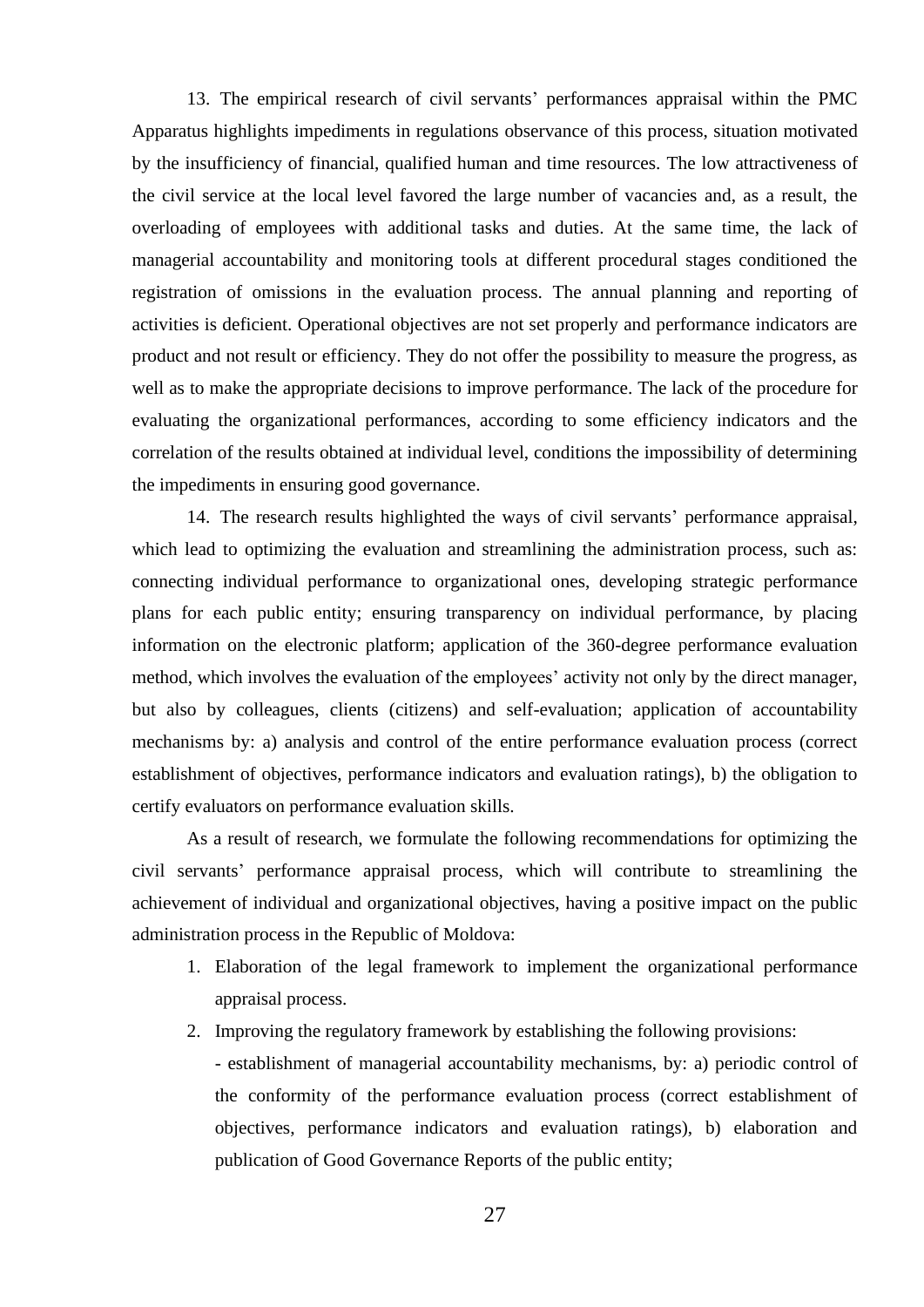13. The empirical research of civil servants' performances appraisal within the PMC Apparatus highlights impediments in regulations observance of this process, situation motivated by the insufficiency of financial, qualified human and time resources. The low attractiveness of the civil service at the local level favored the large number of vacancies and, as a result, the overloading of employees with additional tasks and duties. At the same time, the lack of managerial accountability and monitoring tools at different procedural stages conditioned the registration of omissions in the evaluation process. The annual planning and reporting of activities is deficient. Operational objectives are not set properly and performance indicators are product and not result or efficiency. They do not offer the possibility to measure the progress, as well as to make the appropriate decisions to improve performance. The lack of the procedure for evaluating the organizational performances, according to some efficiency indicators and the correlation of the results obtained at individual level, conditions the impossibility of determining the impediments in ensuring good governance.

14. The research results highlighted the ways of civil servants' performance appraisal, which lead to optimizing the evaluation and streamlining the administration process, such as: connecting individual performance to organizational ones, developing strategic performance plans for each public entity; ensuring transparency on individual performance, by placing information on the electronic platform; application of the 360-degree performance evaluation method, which involves the evaluation of the employees' activity not only by the direct manager, but also by colleagues, clients (citizens) and self-evaluation; application of accountability mechanisms by: a) analysis and control of the entire performance evaluation process (correct establishment of objectives, performance indicators and evaluation ratings), b) the obligation to certify evaluators on performance evaluation skills.

As a result of research, we formulate the following recommendations for optimizing the civil servants' performance appraisal process, which will contribute to streamlining the achievement of individual and organizational objectives, having a positive impact on the public administration process in the Republic of Moldova:

1. Elaboration of the legal framework to implement the organizational performance appraisal process.
2. Improving the regulatory framework by establishing the following provisions:

   - establishment of managerial accountability mechanisms, by: a) periodic control of the conformity of the performance evaluation process (correct establishment of objectives, performance indicators and evaluation ratings), b) elaboration and publication of Good Governance Reports of the public entity;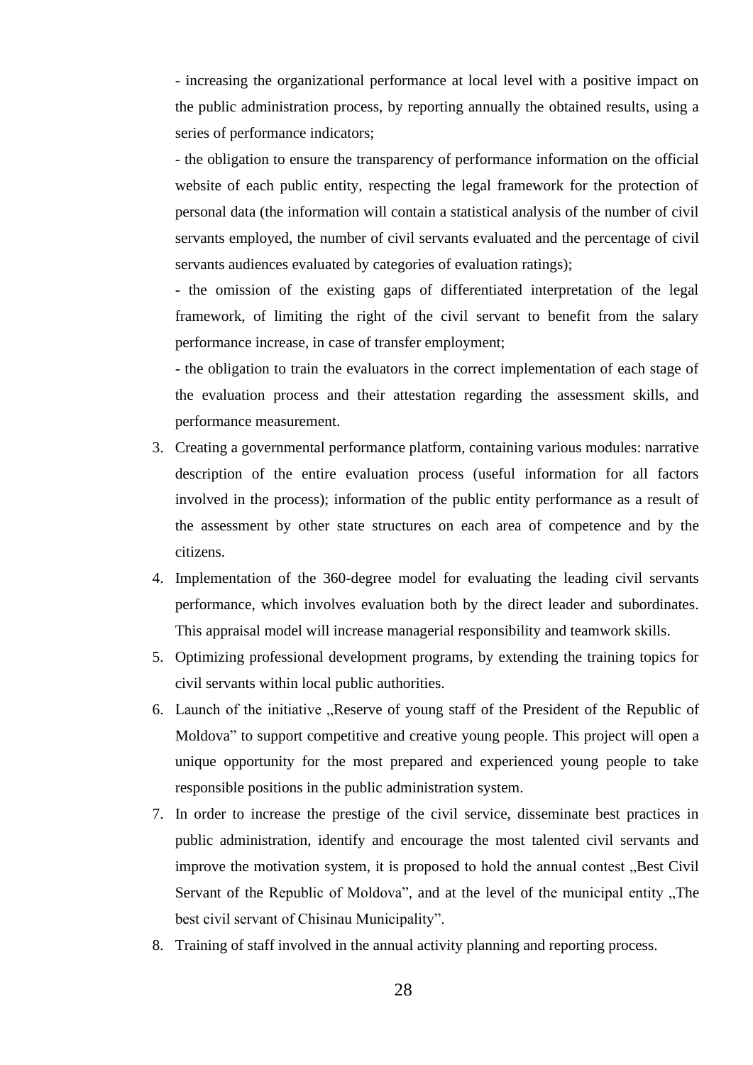- increasing the organizational performance at local level with a positive impact on the public administration process, by reporting annually the obtained results, using a series of performance indicators;

- the obligation to ensure the transparency of performance information on the official website of each public entity, respecting the legal framework for the protection of personal data (the information will contain a statistical analysis of the number of civil servants employed, the number of civil servants evaluated and the percentage of civil servants audiences evaluated by categories of evaluation ratings);

- the omission of the existing gaps of differentiated interpretation of the legal framework, of limiting the right of the civil servant to benefit from the salary performance increase, in case of transfer employment;

- the obligation to train the evaluators in the correct implementation of each stage of the evaluation process and their attestation regarding the assessment skills, and performance measurement.

3. Creating a governmental performance platform, containing various modules: narrative description of the entire evaluation process (useful information for all factors involved in the process); information of the public entity performance as a result of the assessment by other state structures on each area of competence and by the citizens.
4. Implementation of the 360-degree model for evaluating the leading civil servants performance, which involves evaluation both by the direct leader and subordinates. This appraisal model will increase managerial responsibility and teamwork skills.
5. Optimizing professional development programs, by extending the training topics for civil servants within local public authorities.
6. Launch of the initiative „Reserve of young staff of the President of the Republic of Moldova" to support competitive and creative young people. This project will open a unique opportunity for the most prepared and experienced young people to take responsible positions in the public administration system.
7. In order to increase the prestige of the civil service, disseminate best practices in public administration, identify and encourage the most talented civil servants and improve the motivation system, it is proposed to hold the annual contest „Best Civil Servant of the Republic of Moldova", and at the level of the municipal entity „The best civil servant of Chisinau Municipality".
8. Training of staff involved in the annual activity planning and reporting process.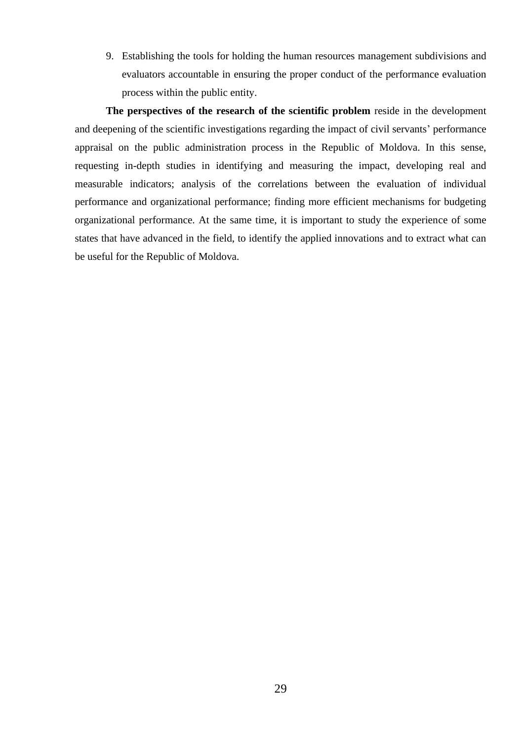9. Establishing the tools for holding the human resources management subdivisions and evaluators accountable in ensuring the proper conduct of the performance evaluation process within the public entity.

**The perspectives of the research of the scientific problem** reside in the development and deepening of the scientific investigations regarding the impact of civil servants' performance appraisal on the public administration process in the Republic of Moldova. In this sense, requesting in-depth studies in identifying and measuring the impact, developing real and measurable indicators; analysis of the correlations between the evaluation of individual performance and organizational performance; finding more efficient mechanisms for budgeting organizational performance. At the same time, it is important to study the experience of some states that have advanced in the field, to identify the applied innovations and to extract what can be useful for the Republic of Moldova.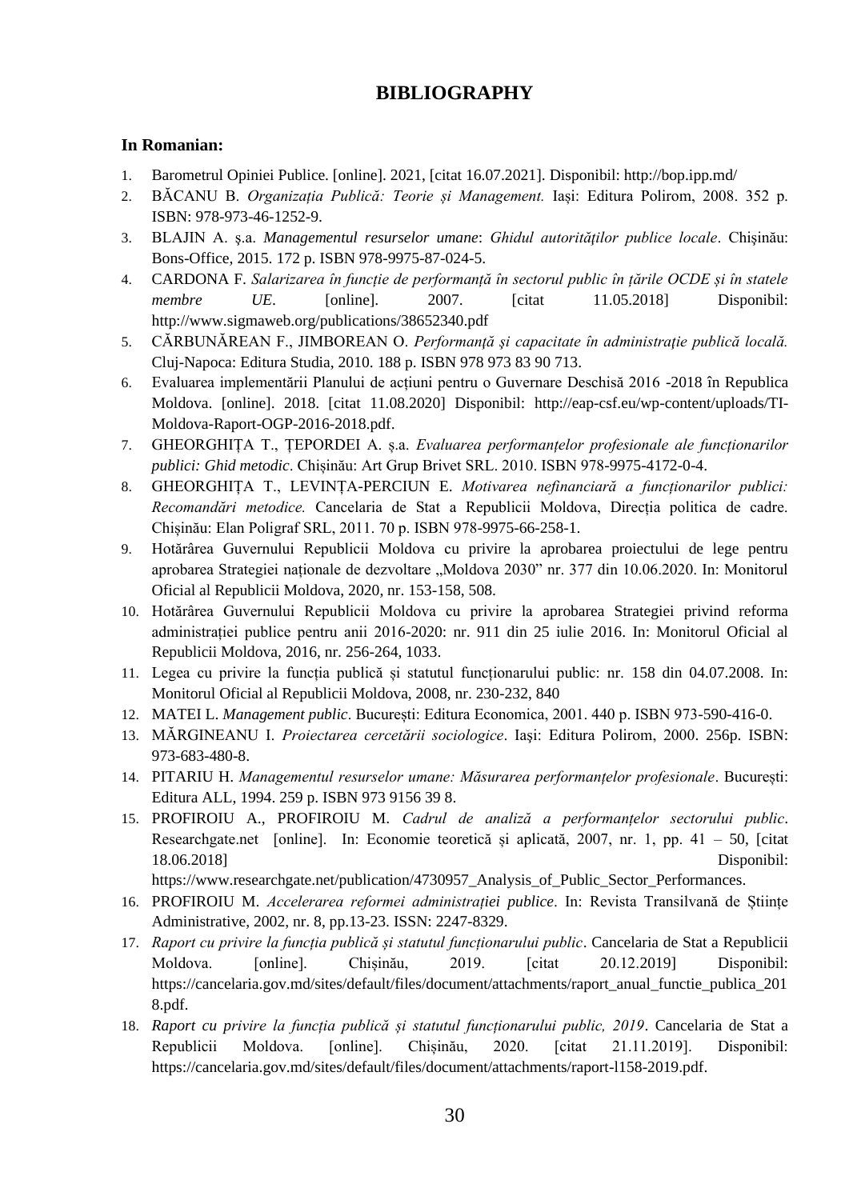# BIBLIOGRAPHY

**In Romanian:**

1. Barometrul Opiniei Publice. [online]. 2021, [citat 16.07.2021]. Disponibil: http://bop.ipp.md/
2. BĂCANU B. *Organizația Publică: Teorie și Management.* Iași: Editura Polirom, 2008. 352 p. ISBN: 978-973-46-1252-9.
3. BLAJIN A. ș.a. *Managementul resurselor umane*: *Ghidul autorităţilor publice locale*. Chişinău: Bons-Office, 2015. 172 p. ISBN 978-9975-87-024-5.
4. CARDONA F. *Salarizarea în funcție de performanță în sectorul public în țările OCDE și în statele membre UE*. [online]. 2007. [citat 11.05.2018] Disponibil: http://www.sigmaweb.org/publications/38652340.pdf
5. CĂRBUNĂREAN F., JIMBOREAN O. *Performanţă şi capacitate în administraţie publică locală.* Cluj-Napoca: Editura Studia, 2010. 188 p. ISBN 978 973 83 90 713.
6. Evaluarea implementării Planului de acțiuni pentru o Guvernare Deschisă 2016 -2018 în Republica Moldova. [online]. 2018. [citat 11.08.2020] Disponibil: http://eap-csf.eu/wp-content/uploads/TI-Moldova-Raport-OGP-2016-2018.pdf.
7. GHEORGHIȚA T., ȚEPORDEI A. ș.a. *Evaluarea performanțelor profesionale ale funcționarilor publici: Ghid metodic*. Chișinău: Art Grup Brivet SRL. 2010. ISBN 978-9975-4172-0-4.
8. GHEORGHIȚA T., LEVINȚA-PERCIUN E. *Motivarea nefinanciară a funcționarilor publici: Recomandări metodice.* Cancelaria de Stat a Republicii Moldova, Direcția politica de cadre. Chișinău: Elan Poligraf SRL, 2011. 70 p. ISBN 978-9975-66-258-1.
9. Hotărârea Guvernului Republicii Moldova cu privire la aprobarea proiectului de lege pentru aprobarea Strategiei naționale de dezvoltare „Moldova 2030" nr. 377 din 10.06.2020. In: Monitorul Oficial al Republicii Moldova, 2020, nr. 153-158, 508.
10. Hotărârea Guvernului Republicii Moldova cu privire la aprobarea Strategiei privind reforma administrației publice pentru anii 2016-2020: nr. 911 din 25 iulie 2016. In: Monitorul Oficial al Republicii Moldova, 2016, nr. 256-264, 1033.
11. Legea cu privire la funcția publică și statutul funcționarului public: nr. 158 din 04.07.2008. In: Monitorul Oficial al Republicii Moldova, 2008, nr. 230-232, 840
12. MATEI L. *Management public*. București: Editura Economica, 2001. 440 p. ISBN 973-590-416-0.
13. MĂRGINEANU I. *Proiectarea cercetării sociologice*. Iaşi: Editura Polirom, 2000. 256p. ISBN: 973-683-480-8.
14. PITARIU H. *Managementul resurselor umane: Măsurarea performanțelor profesionale*. București: Editura ALL, 1994. 259 p. ISBN 973 9156 39 8.
15. PROFIROIU A., PROFIROIU M. *Cadrul de analiză a performanțelor sectorului public*. Researchgate.net [online]. In: Economie teoretică și aplicată, 2007, nr. 1, pp. 41 – 50, [citat 18.06.2018] Disponibil: https://www.researchgate.net/publication/4730957_Analysis_of_Public_Sector_Performances.
16. PROFIROIU M. *Accelerarea reformei administrației publice*. In: Revista Transilvană de Științe Administrative, 2002, nr. 8, pp.13-23. ISSN: 2247-8329.
17. *Raport cu privire la funcția publică și statutul funcționarului public*. Cancelaria de Stat a Republicii Moldova. [online]. Chișinău, 2019. [citat 20.12.2019] Disponibil: https://cancelaria.gov.md/sites/default/files/document/attachments/raport_anual_functie_publica_2018.pdf.
18. *Raport cu privire la funcția publică și statutul funcționarului public, 2019*. Cancelaria de Stat a Republicii Moldova. [online]. Chișinău, 2020. [citat 21.11.2019]. Disponibil: https://cancelaria.gov.md/sites/default/files/document/attachments/raport-l158-2019.pdf.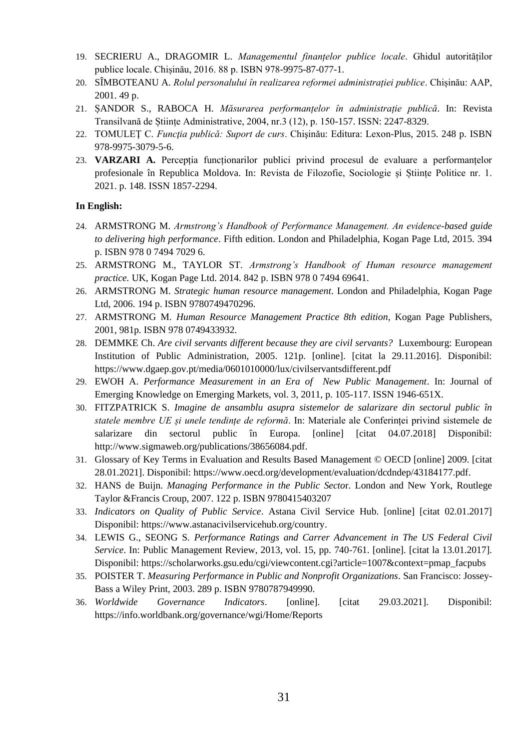19. SECRIERU A., DRAGOMIR L. *Managementul finanțelor publice locale*. Ghidul autorităților publice locale. Chișinău, 2016. 88 p. ISBN 978-9975-87-077-1.
20. SÎMBOTEANU A. *Rolul personalului în realizarea reformei administrației publice*. Chișinău: AAP, 2001. 49 p.
21. ȘANDOR S., RABOCA H. *Măsurarea performanțelor în administrație publică*. In: Revista Transilvană de Științe Administrative, 2004, nr.3 (12), p. 150-157. ISSN: 2247-8329.
22. TOMULEȚ C. *Funcţia publică: Suport de curs*. Chişinău: Editura: Lexon-Plus, 2015. 248 p. ISBN 978-9975-3079-5-6.
23. **VARZARI A.** Percepția funcționarilor publici privind procesul de evaluare a performanțelor profesionale în Republica Moldova. In: Revista de Filozofie, Sociologie și Științe Politice nr. 1. 2021. p. 148. ISSN 1857-2294.

**In English:**

24. ARMSTRONG M. *Armstrong's Handbook of Performance Management. An evidence-based guide to delivering high performance*. Fifth edition. London and Philadelphia, Kogan Page Ltd, 2015. 394 p. ISBN 978 0 7494 7029 6.
25. ARMSTRONG M., TAYLOR ST. *Armstrong's Handbook of Human resource management practice.* UK, Kogan Page Ltd. 2014. 842 p. ISBN 978 0 7494 69641.
26. ARMSTRONG M. *Strategic human resource management*. London and Philadelphia, Kogan Page Ltd, 2006. 194 p. ISBN 9780749470296.
27. ARMSTRONG M. *Human Resource Management Practice 8th edition*, Kogan Page Publishers, 2001, 981p. ISBN 978 0749433932.
28. DEMMKE Ch. *Are civil servants different because they are civil servants?* Luxembourg: European Institution of Public Administration, 2005. 121p. [online]. [citat la 29.11.2016]. Disponibil: https://www.dgaep.gov.pt/media/0601010000/lux/civilservantsdifferent.pdf
29. EWOH A. *Performance Measurement in an Era of New Public Management*. In: Journal of Emerging Knowledge on Emerging Markets, vol. 3, 2011, p. 105-117. ISSN 1946-651X.
30. FITZPATRICK S. *Imagine de ansamblu asupra sistemelor de salarizare din sectorul public în statele membre UE și unele tendințe de reformă*. In: Materiale ale Conferinței privind sistemele de salarizare din sectorul public în Europa. [online] [citat 04.07.2018] Disponibil: http://www.sigmaweb.org/publications/38656084.pdf.
31. Glossary of Key Terms in Evaluation and Results Based Management © OECD [online] 2009. [citat 28.01.2021]. Disponibil: https://www.oecd.org/development/evaluation/dcdndep/43184177.pdf.
32. HANS de Buijn. *Managing Performance in the Public Secto*r. London and New York, Routlege Taylor &Francis Croup, 2007. 122 p. ISBN 9780415403207
33. *Indicators on Quality of Public Service*. Astana Civil Service Hub. [online] [citat 02.01.2017] Disponibil: https://www.astanacivilservicehub.org/country.
34. LEWIS G., SEONG S. *Performance Ratings and Carrer Advancement in The US Federal Civil Service*. In: Public Management Review, 2013, vol. 15, pp. 740-761. [online]. [citat la 13.01.2017]. Disponibil: https://scholarworks.gsu.edu/cgi/viewcontent.cgi?article=1007&context=pmap_facpubs
35. POISTER T. *Measuring Performance in Public and Nonprofit Organizations*. San Francisco: Jossey-Bass a Wiley Print, 2003. 289 p. ISBN 9780787949990.
36. *Worldwide Governance Indicators*. [online]. [citat 29.03.2021]. Disponibil: https://info.worldbank.org/governance/wgi/Home/Reports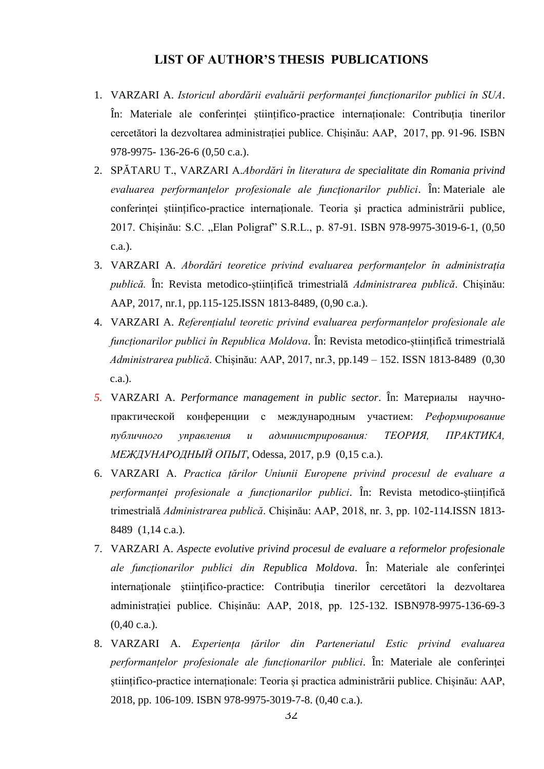## LIST OF AUTHOR'S THESIS PUBLICATIONS

1. VARZARI A. *Istoricul abordării evaluării performanței funcționarilor publici în SUA*. În: Materiale ale conferinței științifico-practice internaționale: Contribuția tinerilor cercetători la dezvoltarea administrației publice. Chișinău: AAP, 2017, pp. 91-96. ISBN 978-9975- 136-26-6 (0,50 c.a.).
2. SPĂTARU T., VARZARI A.*Abordări în literatura de specialitate din Romania privind evaluarea performanţelor profesionale ale funcţionarilor publici*. În: Materiale ale conferinței științifico-practice internaționale. Teoria şi practica administrării publice, 2017. Chişinău: S.C. „Elan Poligraf" S.R.L., p. 87-91. ISBN 978-9975-3019-6-1, (0,50 c.a.).
3. VARZARI A. *Abordări teoretice privind evaluarea performanțelor în administrația publică.* În: Revista metodico-științifică trimestrială *Administrarea publică*. Chișinău: AAP, 2017, nr.1, pp.115-125.ISSN 1813-8489, (0,90 c.a.).
4. VARZARI A. *Referențialul teoretic privind evaluarea performanțelor profesionale ale funcționarilor publici în Republica Moldova*. În: Revista metodico-științifică trimestrială *Administrarea publică*. Chișinău: AAP, 2017, nr.3, pp.149 – 152. ISSN 1813-8489 (0,30 c.a.).
5. VARZARI A. *Performance management in public sector*. În: Материалы научно-практической конференции с международным участием: *Реформирование публичного управления и администрирования: ТЕОРИЯ, ПРАКТИКА, МЕЖДУНАРОДНЫЙ ОПЫТ*, Odessa, 2017, p.9 (0,15 c.a.).
6. VARZARI A. *Practica țărilor Uniunii Europene privind procesul de evaluare a performanței profesionale a funcționarilor publici*. În: Revista metodico-științifică trimestrială *Administrarea publică*. Chișinău: AAP, 2018, nr. 3, pp. 102-114.ISSN 1813-8489 (1,14 c.a.).
7. VARZARI A. *Aspecte evolutive privind procesul de evaluare a reformelor profesionale ale funcționarilor publici din Republica Moldova*. În: Materiale ale conferinței internaţionale ştiinţifico-practice: Contribuția tinerilor cercetători la dezvoltarea administrației publice. Chișinău: AAP, 2018, pp. 125-132. ISBN978-9975-136-69-3 (0,40 c.a.).
8. VARZARI A. *Experiența țărilor din Parteneriatul Estic privind evaluarea performanțelor profesionale ale funcționarilor publici*. În: Materiale ale conferinței ştiinţifico-practice internaționale: Teoria și practica administrării publice. Chișinău: AAP, 2018, pp. 106-109. ISBN 978-9975-3019-7-8. (0,40 c.a.).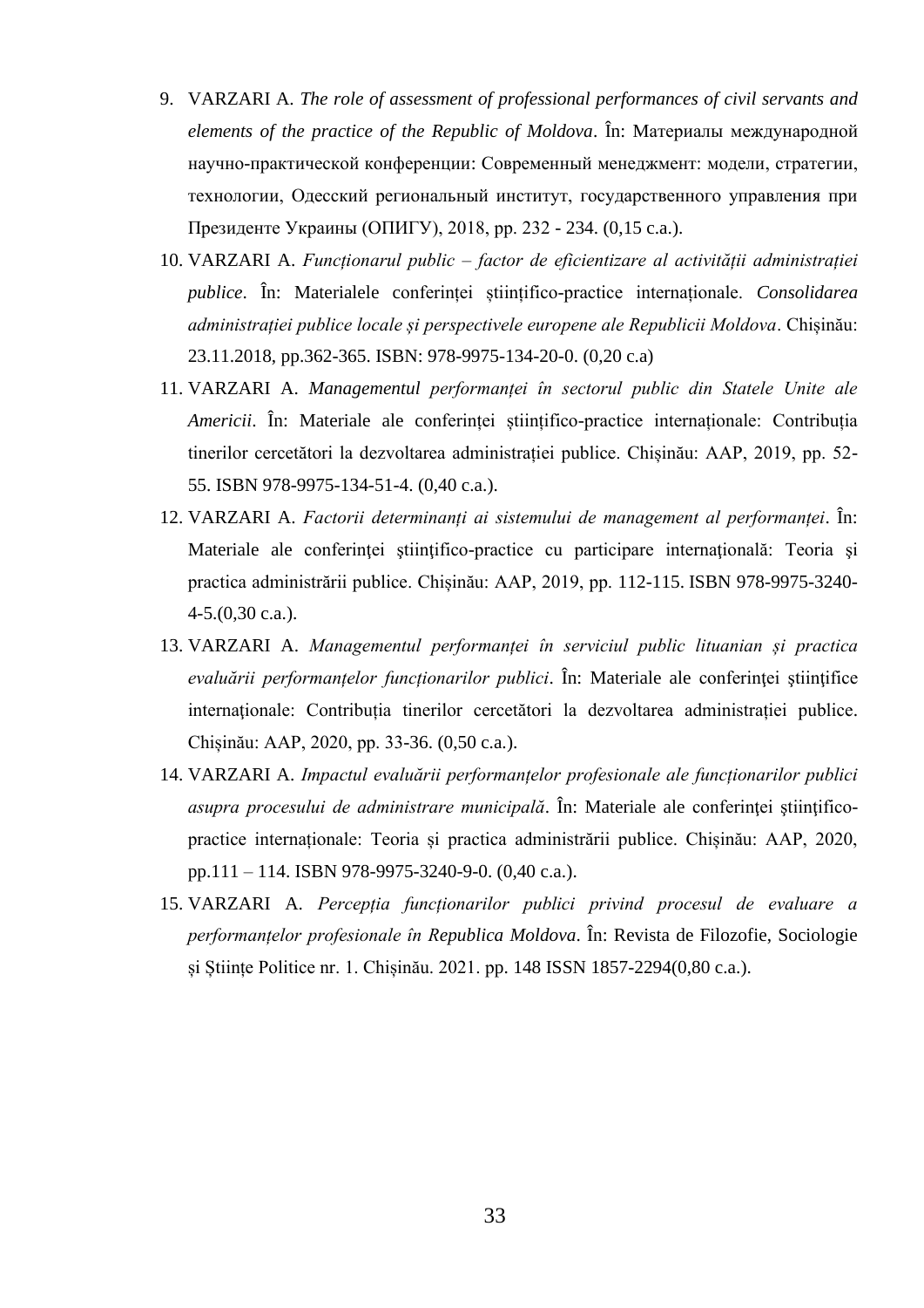9. VARZARI A. *The role of assessment of professional performances of civil servants and elements of the practice of the Republic of Moldova*. În: Материалы международной научно-практической конференции: Современный менеджмент: модели, стратегии, технологии, Одесский региональный институт, государственного управления при Президенте Украины (ОПИГУ), 2018, pp. 232 - 234. (0,15 c.a.).
10. VARZARI A. *Funcționarul public – factor de eficientizare al activității administrației publice*. În: Materialele conferinței științifico-practice internaționale. *Consolidarea administrației publice locale și perspectivele europene ale Republicii Moldova*. Chișinău: 23.11.2018, pp.362-365. ISBN: 978-9975-134-20-0. (0,20 c.a)
11. VARZARI A. *Managementul performanței în sectorul public din Statele Unite ale Americii*. În: Materiale ale conferinței științifico-practice internaționale: Contribuția tinerilor cercetători la dezvoltarea administrației publice. Chișinău: AAP, 2019, pp. 52-55. ISBN 978-9975-134-51-4. (0,40 c.a.).
12. VARZARI A. *Factorii determinanți ai sistemului de management al performanței*. În: Materiale ale conferinţei ştiinţifico-practice cu participare internaţională: Teoria şi practica administrării publice. Chișinău: AAP, 2019, pp. 112-115. ISBN 978-9975-3240-4-5.(0,30 c.a.).
13. VARZARI A. *Managementul performanței în serviciul public lituanian și practica evaluării performanțelor funcționarilor publici*. În: Materiale ale conferinţei ştiinţifice internaţionale: Contribuția tinerilor cercetători la dezvoltarea administrației publice. Chișinău: AAP, 2020, pp. 33-36. (0,50 c.a.).
14. VARZARI A. *Impactul evaluării performanțelor profesionale ale funcționarilor publici asupra procesului de administrare municipală*. În: Materiale ale conferinţei ştiinţifico-practice internaționale: Teoria și practica administrării publice. Chișinău: AAP, 2020, pp.111 – 114. ISBN 978-9975-3240-9-0. (0,40 c.a.).
15. VARZARI A. *Percepția funcționarilor publici privind procesul de evaluare a performanțelor profesionale în Republica Moldova*. În: Revista de Filozofie, Sociologie și Științe Politice nr. 1. Chișinău. 2021. pp. 148 ISSN 1857-2294(0,80 c.a.).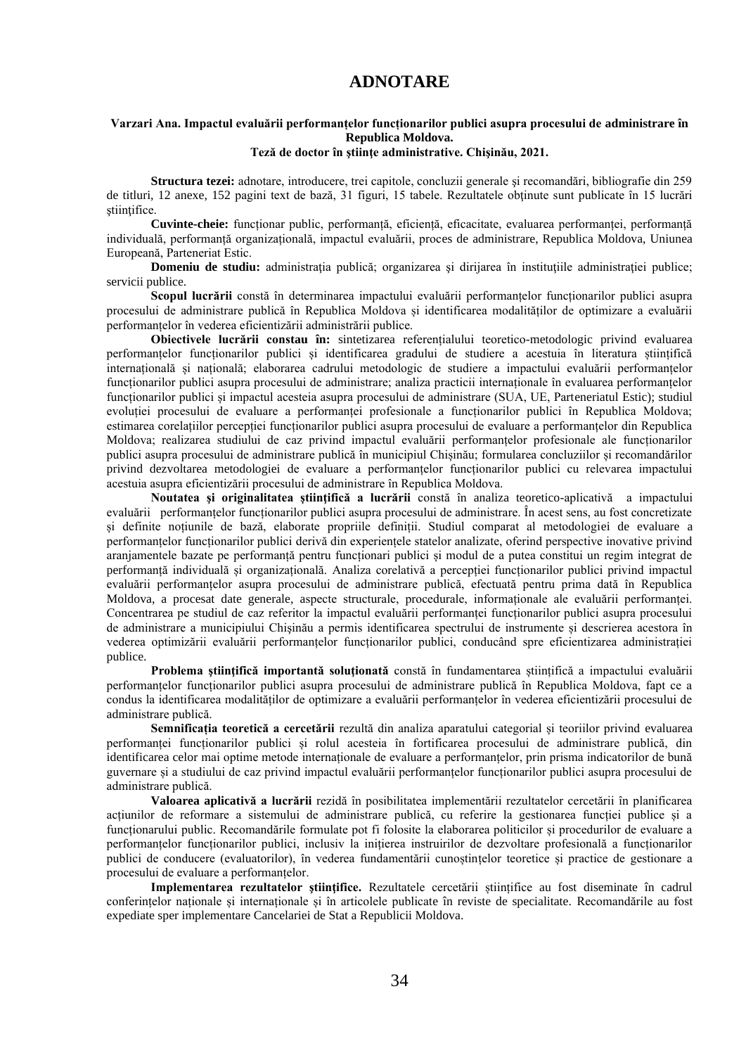# ADNOTARE

**Varzari Ana. Impactul evaluării performanțelor funcționarilor publici asupra procesului de administrare în Republica Moldova.**
**Teză de doctor în științe administrative. Chișinău, 2021.**

**Structura tezei:** adnotare, introducere, trei capitole, concluzii generale și recomandări, bibliografie din 259 de titluri, 12 anexe, 152 pagini text de bază, 31 figuri, 15 tabele. Rezultatele obținute sunt publicate în 15 lucrări științifice.

**Cuvinte-cheie:** funcționar public, performanță, eficiență, eficacitate, evaluarea performanței, performanță individuală, performanță organizațională, impactul evaluării, proces de administrare, Republica Moldova, Uniunea Europeană, Parteneriat Estic.

**Domeniu de studiu:** administrația publică; organizarea și dirijarea în instituțiile administrației publice; servicii publice.

**Scopul lucrării** constă în determinarea impactului evaluării performanțelor funcționarilor publici asupra procesului de administrare publică în Republica Moldova și identificarea modalităților de optimizare a evaluării performanțelor în vederea eficientizării administrării publice.

**Obiectivele lucrării constau în:** sintetizarea referențialului teoretico-metodologic privind evaluarea performanțelor funcționarilor publici și identificarea gradului de studiere a acestuia în literatura științifică internațională și națională; elaborarea cadrului metodologic de studiere a impactului evaluării performanțelor funcționarilor publici asupra procesului de administrare; analiza practicii internaționale în evaluarea performanțelor funcționarilor publici și impactul acesteia asupra procesului de administrare (SUA, UE, Parteneriatul Estic); studiul evoluției procesului de evaluare a performanței profesionale a funcționarilor publici în Republica Moldova; estimarea corelațiilor percepției funcționarilor publici asupra procesului de evaluare a performanțelor din Republica Moldova; realizarea studiului de caz privind impactul evaluării performanțelor profesionale ale funcționarilor publici asupra procesului de administrare publică în municipiul Chișinău; formularea concluziilor și recomandărilor privind dezvoltarea metodologiei de evaluare a performanțelor funcționarilor publici cu relevarea impactului acestuia asupra eficientizării procesului de administrare în Republica Moldova.

**Noutatea și originalitatea științifică a lucrării** constă în analiza teoretico-aplicativă a impactului evaluării performanțelor funcționarilor publici asupra procesului de administrare. În acest sens, au fost concretizate și definite noțiunile de bază, elaborate propriile definiții. Studiul comparat al metodologiei de evaluare a performanțelor funcționarilor publici derivă din experiențele statelor analizate, oferind perspective inovative privind aranjamentele bazate pe performanță pentru funcționari publici și modul de a putea constitui un regim integrat de performanță individuală și organizațională. Analiza corelativă a percepției funcționarilor publici privind impactul evaluării performanțelor asupra procesului de administrare publică, efectuată pentru prima dată în Republica Moldova, a procesat date generale, aspecte structurale, procedurale, informaționale ale evaluării performanței. Concentrarea pe studiul de caz referitor la impactul evaluării performanței funcționarilor publici asupra procesului de administrare a municipiului Chișinău a permis identificarea spectrului de instrumente și descrierea acestora în vederea optimizării evaluării performanțelor funcționarilor publici, conducând spre eficientizarea administrației publice.

**Problema științifică importantă soluționată** constă în fundamentarea științifică a impactului evaluării performanțelor funcționarilor publici asupra procesului de administrare publică în Republica Moldova, fapt ce a condus la identificarea modalităților de optimizare a evaluării performanțelor în vederea eficientizării procesului de administrare publică.

**Semnificația teoretică a cercetării** rezultă din analiza aparatului categorial și teoriilor privind evaluarea performanței funcționarilor publici și rolul acesteia în fortificarea procesului de administrare publică, din identificarea celor mai optime metode internaționale de evaluare a performanțelor, prin prisma indicatorilor de bună guvernare și a studiului de caz privind impactul evaluării performanțelor funcționarilor publici asupra procesului de administrare publică.

**Valoarea aplicativă a lucrării** rezidă în posibilitatea implementării rezultatelor cercetării în planificarea acțiunilor de reformare a sistemului de administrare publică, cu referire la gestionarea funcției publice și a funcționarului public. Recomandările formulate pot fi folosite la elaborarea politicilor și procedurilor de evaluare a performanțelor funcționarilor publici, inclusiv la inițierea instruirilor de dezvoltare profesională a funcționarilor publici de conducere (evaluatorilor), în vederea fundamentării cunoștințelor teoretice și practice de gestionare a procesului de evaluare a performanțelor.

**Implementarea rezultatelor științifice.** Rezultatele cercetării științifice au fost diseminate în cadrul conferințelor naționale și internaționale și în articolele publicate în reviste de specialitate. Recomandările au fost expediate sper implementare Cancelariei de Stat a Republicii Moldova.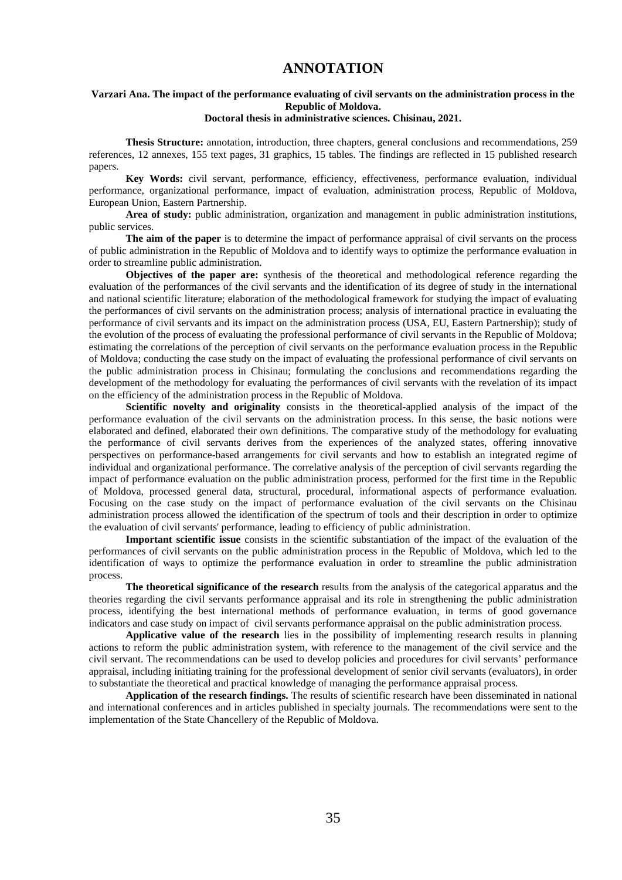# ANNOTATION

**Varzari Ana. The impact of the performance evaluating of civil servants on the administration process in the Republic of Moldova.**
**Doctoral thesis in administrative sciences. Chisinau, 2021.**

**Thesis Structure:** annotation, introduction, three chapters, general conclusions and recommendations, 259 references, 12 annexes, 155 text pages, 31 graphics, 15 tables. The findings are reflected in 15 published research papers.

**Key Words:** civil servant, performance, efficiency, effectiveness, performance evaluation, individual performance, organizational performance, impact of evaluation, administration process, Republic of Moldova, European Union, Eastern Partnership.

**Area of study:** public administration, organization and management in public administration institutions, public services.

**The aim of the paper** is to determine the impact of performance appraisal of civil servants on the process of public administration in the Republic of Moldova and to identify ways to optimize the performance evaluation in order to streamline public administration.

**Objectives of the paper are:** synthesis of the theoretical and methodological reference regarding the evaluation of the performances of the civil servants and the identification of its degree of study in the international and national scientific literature; elaboration of the methodological framework for studying the impact of evaluating the performances of civil servants on the administration process; analysis of international practice in evaluating the performance of civil servants and its impact on the administration process (USA, EU, Eastern Partnership); study of the evolution of the process of evaluating the professional performance of civil servants in the Republic of Moldova; estimating the correlations of the perception of civil servants on the performance evaluation process in the Republic of Moldova; conducting the case study on the impact of evaluating the professional performance of civil servants on the public administration process in Chisinau; formulating the conclusions and recommendations regarding the development of the methodology for evaluating the performances of civil servants with the revelation of its impact on the efficiency of the administration process in the Republic of Moldova.

**Scientific novelty and originality** consists in the theoretical-applied analysis of the impact of the performance evaluation of the civil servants on the administration process. In this sense, the basic notions were elaborated and defined, elaborated their own definitions. The comparative study of the methodology for evaluating the performance of civil servants derives from the experiences of the analyzed states, offering innovative perspectives on performance-based arrangements for civil servants and how to establish an integrated regime of individual and organizational performance. The correlative analysis of the perception of civil servants regarding the impact of performance evaluation on the public administration process, performed for the first time in the Republic of Moldova, processed general data, structural, procedural, informational aspects of performance evaluation. Focusing on the case study on the impact of performance evaluation of the civil servants on the Chisinau administration process allowed the identification of the spectrum of tools and their description in order to optimize the evaluation of civil servants' performance, leading to efficiency of public administration.

**Important scientific issue** consists in the scientific substantiation of the impact of the evaluation of the performances of civil servants on the public administration process in the Republic of Moldova, which led to the identification of ways to optimize the performance evaluation in order to streamline the public administration process.

**The theoretical significance of the research** results from the analysis of the categorical apparatus and the theories regarding the civil servants performance appraisal and its role in strengthening the public administration process, identifying the best international methods of performance evaluation, in terms of good governance indicators and case study on impact of civil servants performance appraisal on the public administration process.

**Applicative value of the research** lies in the possibility of implementing research results in planning actions to reform the public administration system, with reference to the management of the civil service and the civil servant. The recommendations can be used to develop policies and procedures for civil servants' performance appraisal, including initiating training for the professional development of senior civil servants (evaluators), in order to substantiate the theoretical and practical knowledge of managing the performance appraisal process.

**Application of the research findings.** The results of scientific research have been disseminated in national and international conferences and in articles published in specialty journals. The recommendations were sent to the implementation of the State Chancellery of the Republic of Moldova.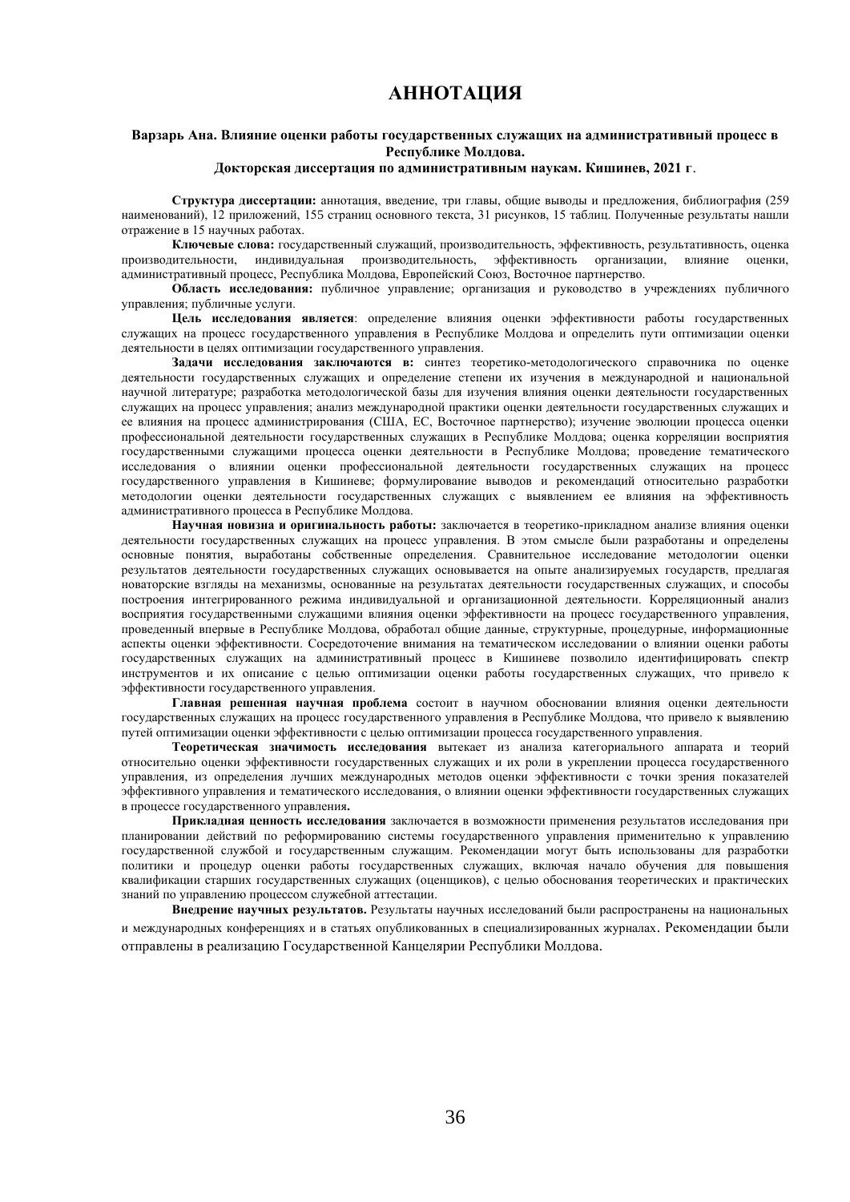# АННОТАЦИЯ

**Варзарь Ана. Влияние оценки работы государственных служащих на административный процесс в Республике Молдова.**
**Докторская диссертация по административным наукам. Кишинев, 2021 г.**

**Структура диссертации:** аннотация, введение, три главы, общие выводы и предложения, библиография (259 наименований), 12 приложений, 155 страниц основного текста, 31 рисунков, 15 таблиц. Полученные результаты нашли отражение в 15 научных работах.

**Ключевые слова:** государственный служащий, производительность, эффективность, результативность, оценка производительности, индивидуальная производительность, эффективность организации, влияние оценки, административный процесс, Республика Молдова, Европейский Союз, Восточное партнерство.

**Область исследования:** публичное управление; организация и руководство в учреждениях публичного управления; публичные услуги.

**Цель исследования является**: определение влияния оценки эффективности работы государственных служащих на процесс государственного управления в Республике Молдова и определить пути оптимизации оценки деятельности в целях оптимизации государственного управления.

**Задачи исследования заключаются в:** синтез теоретико-методологического справочника по оценке деятельности государственных служащих и определение степени их изучения в международной и национальной научной литературе; разработка методологической базы для изучения влияния оценки деятельности государственных служащих на процесс управления; анализ международной практики оценки деятельности государственных служащих и ее влияния на процесс администрирования (США, ЕС, Восточное партнерство); изучение эволюции процесса оценки профессиональной деятельности государственных служащих в Республике Молдова; оценка корреляции восприятия государственными служащими процесса оценки деятельности в Республике Молдова; проведение тематического исследования о влиянии оценки профессиональной деятельности государственных служащих на процесс государственного управления в Кишиневе; формулирование выводов и рекомендаций относительно разработки методологии оценки деятельности государственных служащих с выявлением ее влияния на эффективность административного процесса в Республике Молдова.

**Научная новизна и оригинальность работы:** заключается в теоретико-прикладном анализе влияния оценки деятельности государственных служащих на процесс управления. В этом смысле были разработаны и определены основные понятия, выработаны собственные определения. Сравнительное исследование методологии оценки результатов деятельности государственных служащих основывается на опыте анализируемых государств, предлагая новаторские взгляды на механизмы, основанные на результатах деятельности государственных служащих, и способы построения интегрированного режима индивидуальной и организационной деятельности. Корреляционный анализ восприятия государственными служащими влияния оценки эффективности на процесс государственного управления, проведенный впервые в Республике Молдова, обработал общие данные, структурные, процедурные, информационные аспекты оценки эффективности. Сосредоточение внимания на тематическом исследовании о влиянии оценки работы государственных служащих на административный процесс в Кишиневе позволило идентифицировать спектр инструментов и их описание с целью оптимизации оценки работы государственных служащих, что привело к эффективности государственного управления.

**Главная решенная научная проблема** состоит в научном обосновании влияния оценки деятельности государственных служащих на процесс государственного управления в Республике Молдова, что привело к выявлению путей оптимизации оценки эффективности с целью оптимизации процесса государственного управления.

**Теоретическая значимость исследования** вытекает из анализа категориального аппарата и теорий относительно оценки эффективности государственных служащих и их роли в укреплении процесса государственного управления, из определения лучших международных методов оценки эффективности с точки зрения показателей эффективного управления и тематического исследования, о влиянии оценки эффективности государственных служащих в процессе государственного управления**.**

**Прикладная ценность исследования** заключается в возможности применения результатов исследования при планировании действий по реформированию системы государственного управления применительно к управлению государственной службой и государственным служащим. Рекомендации могут быть использованы для разработки политики и процедур оценки работы государственных служащих, включая начало обучения для повышения квалификации старших государственных служащих (оценщиков), с целью обоснования теоретических и практических знаний по управлению процессом служебной аттестации.

**Внедрение научных результатов.** Результаты научных исследований были распространены на национальных и международных конференциях и в статьях опубликованных в специализированных журналах. Рекомендации были отправлены в реализацию Государственной Канцелярии Республики Молдова.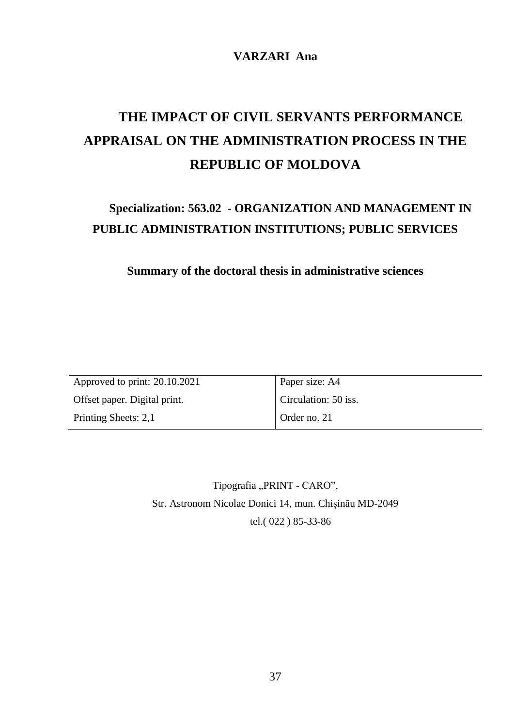**VARZARI Ana**

# THE IMPACT OF CIVIL SERVANTS PERFORMANCE APPRAISAL ON THE ADMINISTRATION PROCESS IN THE REPUBLIC OF MOLDOVA

## Specialization: 563.02 - ORGANIZATION AND MANAGEMENT IN PUBLIC ADMINISTRATION INSTITUTIONS; PUBLIC SERVICES

**Summary of the doctoral thesis in administrative sciences**

| | |
|---|---|
| Approved to print: 20.10.2021 | Paper size: A4 |
| Offset paper. Digital print. | Circulation: 50 iss. |
| Printing Sheets: 2,1 | Order no. 21 |

Tipografia „PRINT - CARO”,
Str. Astronom Nicolae Donici 14, mun. Chișinău MD-2049
tel.( 022 ) 85-33-86